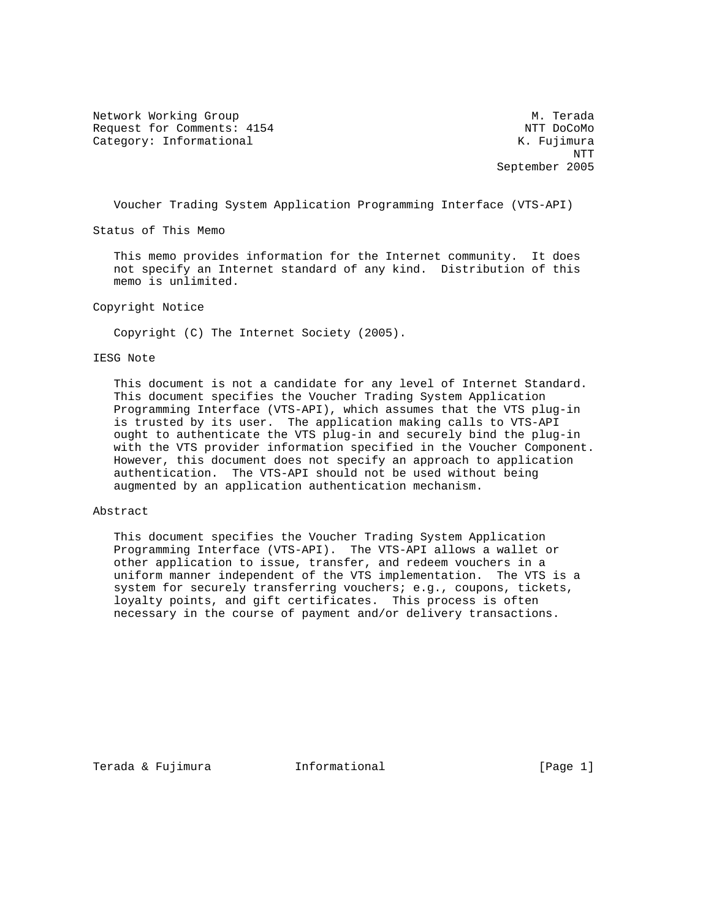Network Working Group M. Terada
Request for Comments: 4154 NTT DoCoMo
Category: Informational K. Fujimura
NTT
September 2005

# Voucher Trading System Application Programming Interface (VTS-API)

## Status of This Memo

This memo provides information for the Internet community. It does not specify an Internet standard of any kind. Distribution of this memo is unlimited.

## Copyright Notice

Copyright (C) The Internet Society (2005).

## IESG Note

This document is not a candidate for any level of Internet Standard. This document specifies the Voucher Trading System Application Programming Interface (VTS-API), which assumes that the VTS plug-in is trusted by its user. The application making calls to VTS-API ought to authenticate the VTS plug-in and securely bind the plug-in with the VTS provider information specified in the Voucher Component. However, this document does not specify an approach to application authentication. The VTS-API should not be used without being augmented by an application authentication mechanism.

## Abstract

This document specifies the Voucher Trading System Application Programming Interface (VTS-API). The VTS-API allows a wallet or other application to issue, transfer, and redeem vouchers in a uniform manner independent of the VTS implementation. The VTS is a system for securely transferring vouchers; e.g., coupons, tickets, loyalty points, and gift certificates. This process is often necessary in the course of payment and/or delivery transactions.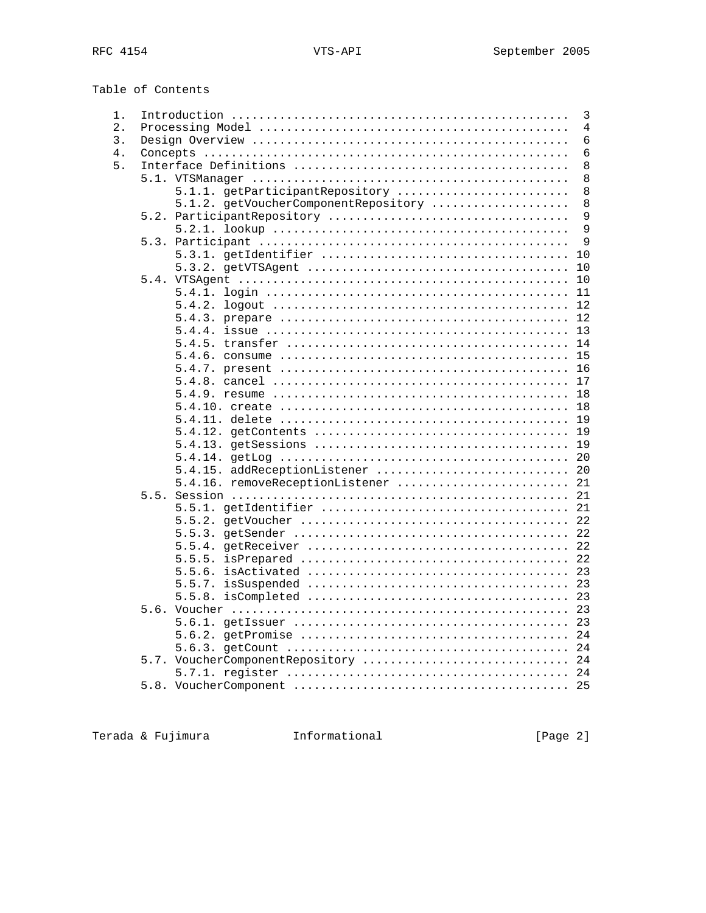Table of Contents

```
   1. Introduction ................................................  3
   2. Processing Model ............................................  4
   3. Design Overview .............................................  6
   4. Concepts ....................................................  6
   5. Interface Definitions .......................................  8
      5.1. VTSManager .............................................  8
           5.1.1. getParticipantRepository ........................  8
           5.1.2. getVoucherComponentRepository ...................  8
      5.2. ParticipantRepository ..................................  9
           5.2.1. lookup ..........................................  9
      5.3. Participant ............................................  9
           5.3.1. getIdentifier ................................... 10
           5.3.2. getVTSAgent ..................................... 10
      5.4. VTSAgent ............................................... 10
           5.4.1. login ........................................... 11
           5.4.2. logout .......................................... 12
           5.4.3. prepare ......................................... 12
           5.4.4. issue ........................................... 13
           5.4.5. transfer ........................................ 14
           5.4.6. consume ......................................... 15
           5.4.7. present ......................................... 16
           5.4.8. cancel .......................................... 17
           5.4.9. resume .......................................... 18
           5.4.10. create ......................................... 18
           5.4.11. delete ......................................... 19
           5.4.12. getContents .................................... 19
           5.4.13. getSessions .................................... 19
           5.4.14. getLog ......................................... 20
           5.4.15. addReceptionListener ........................... 20
           5.4.16. removeReceptionListener ........................ 21
      5.5. Session ................................................ 21
           5.5.1. getIdentifier ................................... 21
           5.5.2. getVoucher ...................................... 22
           5.5.3. getSender ....................................... 22
           5.5.4. getReceiver ..................................... 22
           5.5.5. isPrepared ...................................... 22
           5.5.6. isActivated ..................................... 23
           5.5.7. isSuspended ..................................... 23
           5.5.8. isCompleted ..................................... 23
      5.6. Voucher ................................................ 23
           5.6.1. getIssuer ....................................... 23
           5.6.2. getPromise ...................................... 24
           5.6.3. getCount ........................................ 24
      5.7. VoucherComponentRepository ............................. 24
           5.7.1. register ........................................ 24
      5.8. VoucherComponent ....................................... 25
```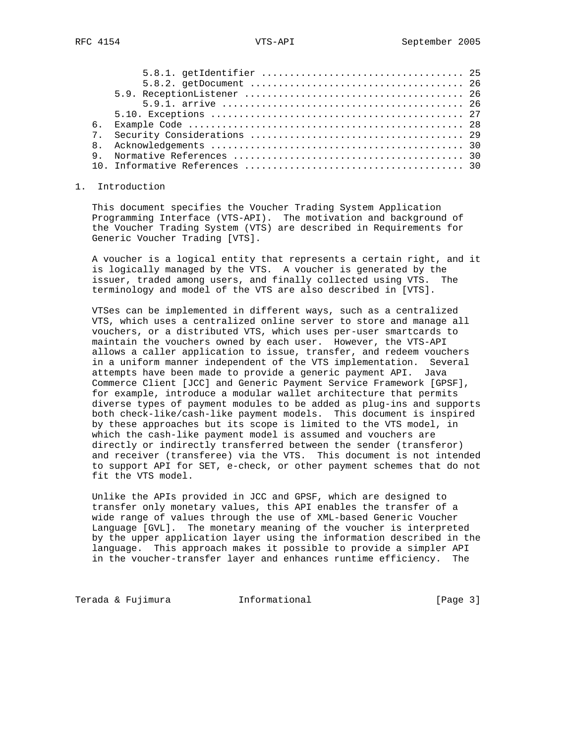5.8.1. getIdentifier ................................... 25
5.8.2. getDocument ..................................... 26
5.9. ReceptionListener ...................................... 26
5.9.1. arrive ......................................... 26
5.10. Exceptions ............................................ 27
6. Example Code ............................................... 28
7. Security Considerations .................................... 29
8. Acknowledgements ........................................... 30
9. Normative References ....................................... 30
10. Informative References .................................... 30

## 1. Introduction

This document specifies the Voucher Trading System Application Programming Interface (VTS-API). The motivation and background of the Voucher Trading System (VTS) are described in Requirements for Generic Voucher Trading [VTS].

A voucher is a logical entity that represents a certain right, and it is logically managed by the VTS. A voucher is generated by the issuer, traded among users, and finally collected using VTS. The terminology and model of the VTS are also described in [VTS].

VTSes can be implemented in different ways, such as a centralized VTS, which uses a centralized online server to store and manage all vouchers, or a distributed VTS, which uses per-user smartcards to maintain the vouchers owned by each user. However, the VTS-API allows a caller application to issue, transfer, and redeem vouchers in a uniform manner independent of the VTS implementation. Several attempts have been made to provide a generic payment API. Java Commerce Client [JCC] and Generic Payment Service Framework [GPSF], for example, introduce a modular wallet architecture that permits diverse types of payment modules to be added as plug-ins and supports both check-like/cash-like payment models. This document is inspired by these approaches but its scope is limited to the VTS model, in which the cash-like payment model is assumed and vouchers are directly or indirectly transferred between the sender (transferor) and receiver (transferee) via the VTS. This document is not intended to support API for SET, e-check, or other payment schemes that do not fit the VTS model.

Unlike the APIs provided in JCC and GPSF, which are designed to transfer only monetary values, this API enables the transfer of a wide range of values through the use of XML-based Generic Voucher Language [GVL]. The monetary meaning of the voucher is interpreted by the upper application layer using the information described in the language. This approach makes it possible to provide a simpler API in the voucher-transfer layer and enhances runtime efficiency. The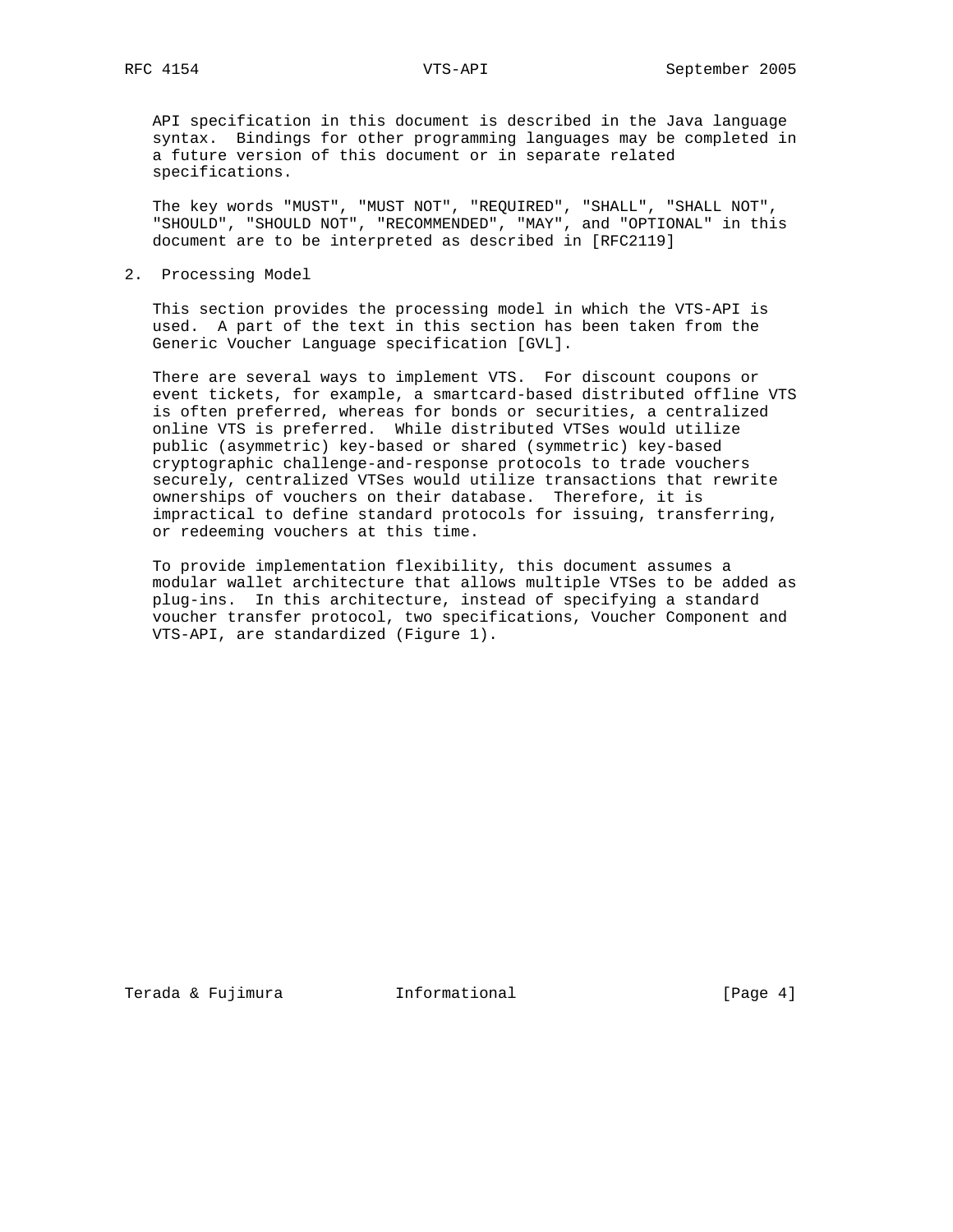API specification in this document is described in the Java language syntax. Bindings for other programming languages may be completed in a future version of this document or in separate related specifications.

The key words "MUST", "MUST NOT", "REQUIRED", "SHALL", "SHALL NOT", "SHOULD", "SHOULD NOT", "RECOMMENDED", "MAY", and "OPTIONAL" in this document are to be interpreted as described in [RFC2119]

## 2. Processing Model

This section provides the processing model in which the VTS-API is used. A part of the text in this section has been taken from the Generic Voucher Language specification [GVL].

There are several ways to implement VTS. For discount coupons or event tickets, for example, a smartcard-based distributed offline VTS is often preferred, whereas for bonds or securities, a centralized online VTS is preferred. While distributed VTSes would utilize public (asymmetric) key-based or shared (symmetric) key-based cryptographic challenge-and-response protocols to trade vouchers securely, centralized VTSes would utilize transactions that rewrite ownerships of vouchers on their database. Therefore, it is impractical to define standard protocols for issuing, transferring, or redeeming vouchers at this time.

To provide implementation flexibility, this document assumes a modular wallet architecture that allows multiple VTSes to be added as plug-ins. In this architecture, instead of specifying a standard voucher transfer protocol, two specifications, Voucher Component and VTS-API, are standardized (Figure 1).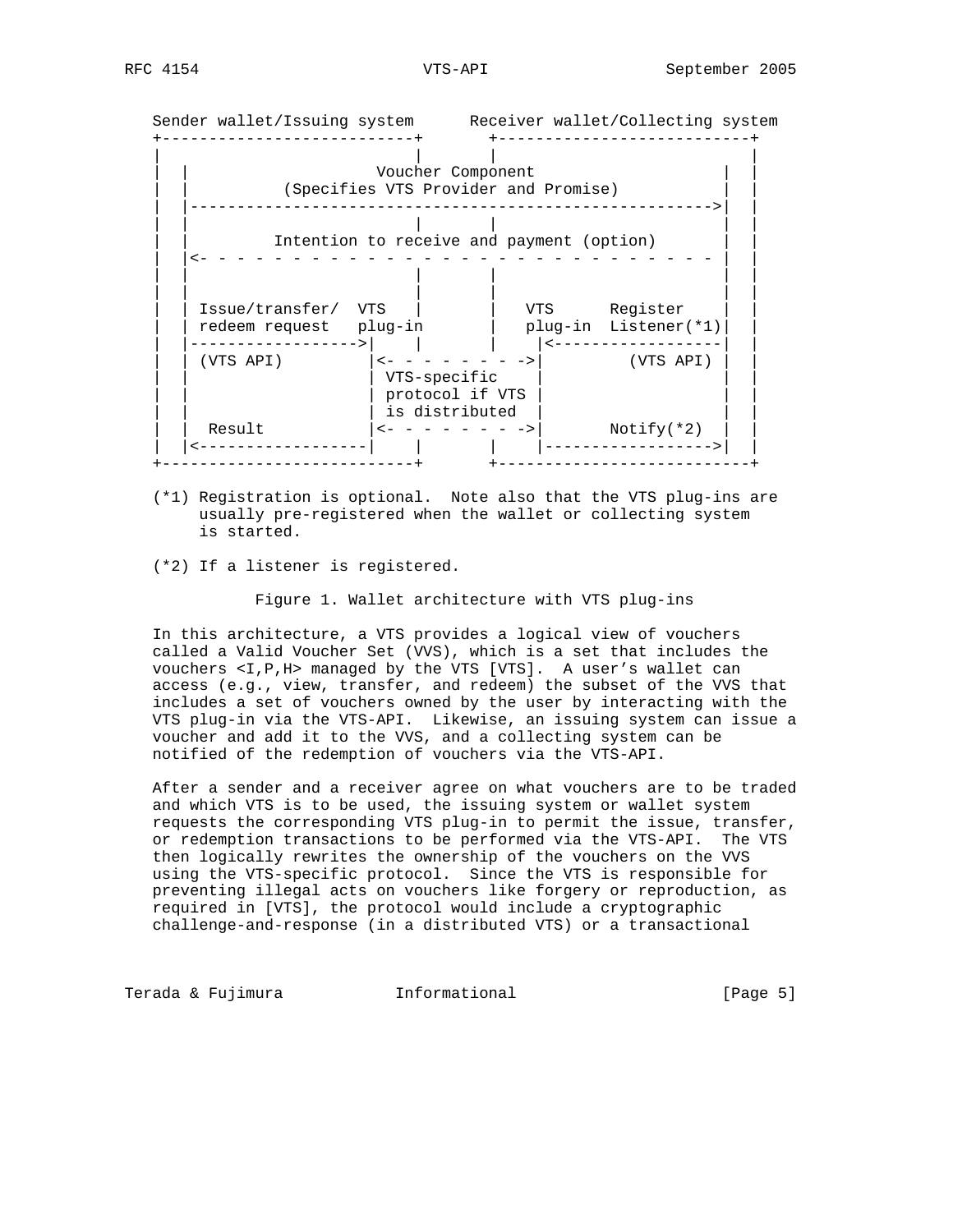```
   Sender wallet/Issuing system      Receiver wallet/Collecting system
   +---------------------------+       +---------------------------+
   |                           |       |                           |
   |  |                    Voucher Component                    |  |
   |  |          (Specifies VTS Provider and Promise)           |  |
   |  |-------------------------------------------------------->|  |
   |  |                        |       |                        |  |
   |  |         Intention to receive and payment (option)       |  |
   |  |<- - - - - - - - - - - - - - - - - - - - - - - - - - - - |  |
   |  |                        |       |                        |  |
   |  |                        |       |                        |  |
   |  | Issue/transfer/  VTS   |       |   VTS      Register    |  |
   |  | redeem request   plug-in       |   plug-in  Listener(*1)|  |
   |  |------------------>|    |       |    |<------------------|  |
   |  | (VTS API)         |<- - - - - - - - ->|         (VTS API) |  |
   |  |                   | VTS-specific    |                   |  |
   |  |                   | protocol if VTS |                   |  |
   |  |                   | is distributed  |                   |  |
   |  |  Result           |<- - - - - - - - ->|       Notify(*2)  |  |
   |  |<------------------|    |       |    |------------------>|  |
   +---------------------------+       +---------------------------+
```

(*1) Registration is optional. Note also that the VTS plug-ins are usually pre-registered when the wallet or collecting system is started.

(*2) If a listener is registered.

Figure 1. Wallet architecture with VTS plug-ins

In this architecture, a VTS provides a logical view of vouchers called a Valid Voucher Set (VVS), which is a set that includes the vouchers <I,P,H> managed by the VTS [VTS]. A user's wallet can access (e.g., view, transfer, and redeem) the subset of the VVS that includes a set of vouchers owned by the user by interacting with the VTS plug-in via the VTS-API. Likewise, an issuing system can issue a voucher and add it to the VVS, and a collecting system can be notified of the redemption of vouchers via the VTS-API.

After a sender and a receiver agree on what vouchers are to be traded and which VTS is to be used, the issuing system or wallet system requests the corresponding VTS plug-in to permit the issue, transfer, or redemption transactions to be performed via the VTS-API. The VTS then logically rewrites the ownership of the vouchers on the VVS using the VTS-specific protocol. Since the VTS is responsible for preventing illegal acts on vouchers like forgery or reproduction, as required in [VTS], the protocol would include a cryptographic challenge-and-response (in a distributed VTS) or a transactional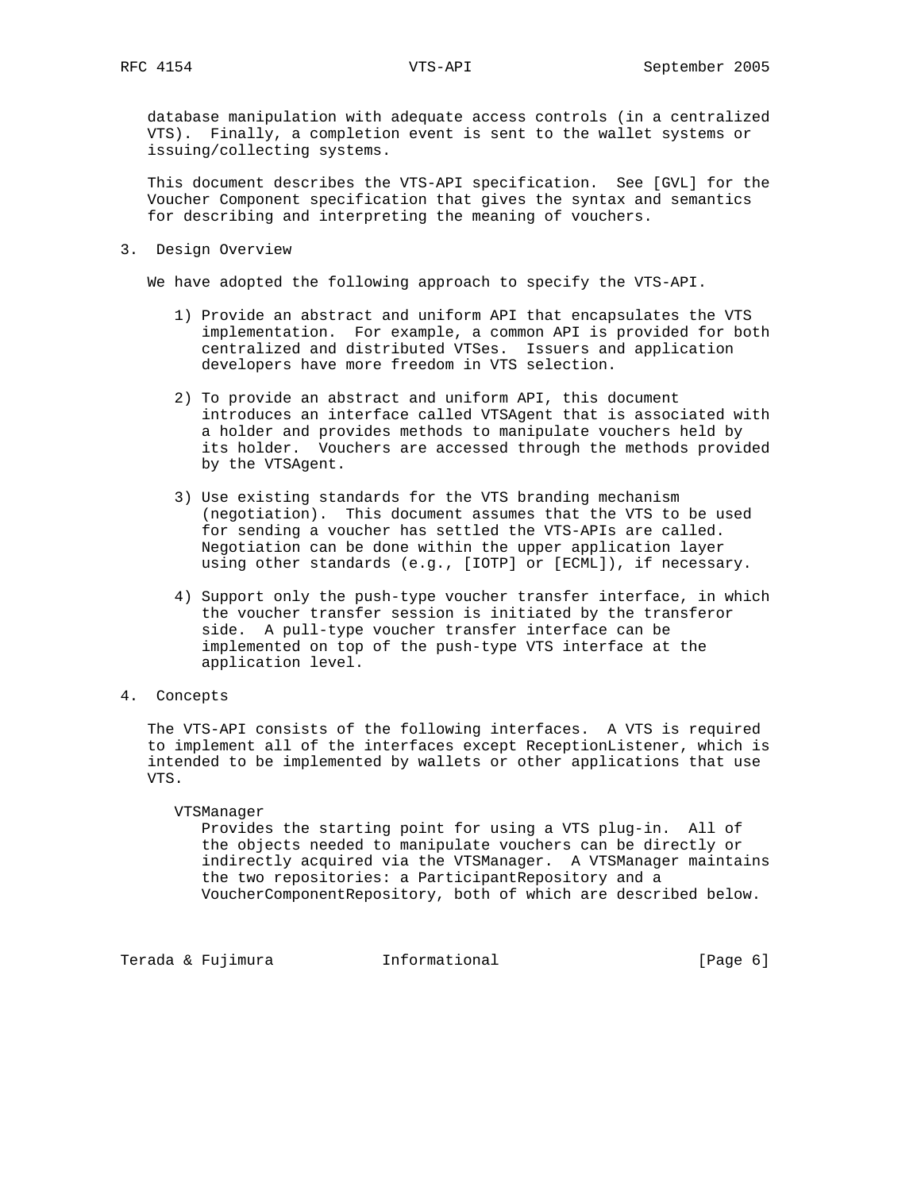database manipulation with adequate access controls (in a centralized VTS). Finally, a completion event is sent to the wallet systems or issuing/collecting systems.

This document describes the VTS-API specification. See [GVL] for the Voucher Component specification that gives the syntax and semantics for describing and interpreting the meaning of vouchers.

## 3. Design Overview

We have adopted the following approach to specify the VTS-API.

1) Provide an abstract and uniform API that encapsulates the VTS implementation. For example, a common API is provided for both centralized and distributed VTSes. Issuers and application developers have more freedom in VTS selection.

2) To provide an abstract and uniform API, this document introduces an interface called VTSAgent that is associated with a holder and provides methods to manipulate vouchers held by its holder. Vouchers are accessed through the methods provided by the VTSAgent.

3) Use existing standards for the VTS branding mechanism (negotiation). This document assumes that the VTS to be used for sending a voucher has settled the VTS-APIs are called. Negotiation can be done within the upper application layer using other standards (e.g., [IOTP] or [ECML]), if necessary.

4) Support only the push-type voucher transfer interface, in which the voucher transfer session is initiated by the transferor side. A pull-type voucher transfer interface can be implemented on top of the push-type VTS interface at the application level.

## 4. Concepts

The VTS-API consists of the following interfaces. A VTS is required to implement all of the interfaces except ReceptionListener, which is intended to be implemented by wallets or other applications that use VTS.

VTSManager
: Provides the starting point for using a VTS plug-in. All of the objects needed to manipulate vouchers can be directly or indirectly acquired via the VTSManager. A VTSManager maintains the two repositories: a ParticipantRepository and a VoucherComponentRepository, both of which are described below.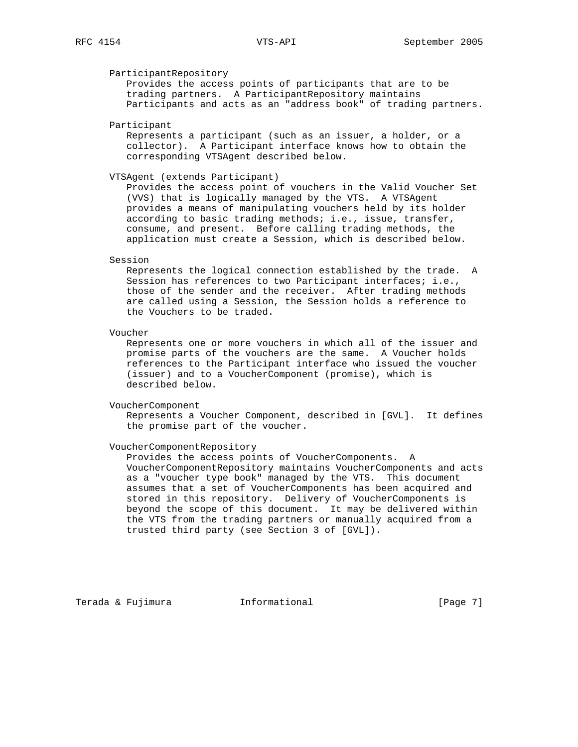ParticipantRepository
Provides the access points of participants that are to be trading partners. A ParticipantRepository maintains Participants and acts as an "address book" of trading partners.

Participant
Represents a participant (such as an issuer, a holder, or a collector). A Participant interface knows how to obtain the corresponding VTSAgent described below.

VTSAgent (extends Participant)
Provides the access point of vouchers in the Valid Voucher Set (VVS) that is logically managed by the VTS. A VTSAgent provides a means of manipulating vouchers held by its holder according to basic trading methods; i.e., issue, transfer, consume, and present. Before calling trading methods, the application must create a Session, which is described below.

Session
Represents the logical connection established by the trade. A Session has references to two Participant interfaces; i.e., those of the sender and the receiver. After trading methods are called using a Session, the Session holds a reference to the Vouchers to be traded.

Voucher
Represents one or more vouchers in which all of the issuer and promise parts of the vouchers are the same. A Voucher holds references to the Participant interface who issued the voucher (issuer) and to a VoucherComponent (promise), which is described below.

VoucherComponent
Represents a Voucher Component, described in [GVL]. It defines the promise part of the voucher.

VoucherComponentRepository
Provides the access points of VoucherComponents. A VoucherComponentRepository maintains VoucherComponents and acts as a "voucher type book" managed by the VTS. This document assumes that a set of VoucherComponents has been acquired and stored in this repository. Delivery of VoucherComponents is beyond the scope of this document. It may be delivered within the VTS from the trading partners or manually acquired from a trusted third party (see Section 3 of [GVL]).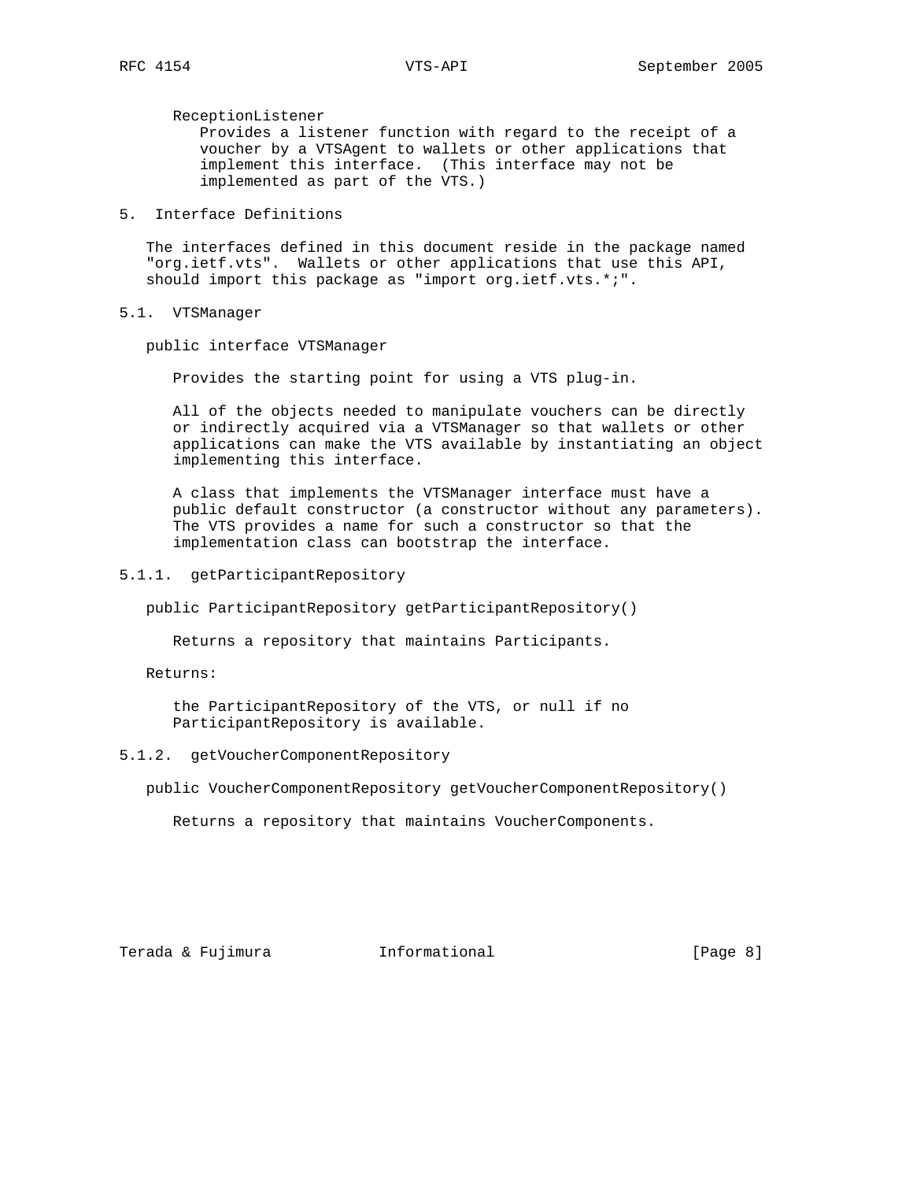ReceptionListener
Provides a listener function with regard to the receipt of a voucher by a VTSAgent to wallets or other applications that implement this interface. (This interface may not be implemented as part of the VTS.)

## 5. Interface Definitions

The interfaces defined in this document reside in the package named "org.ietf.vts". Wallets or other applications that use this API, should import this package as "import org.ietf.vts.*;".

### 5.1. VTSManager

```
public interface VTSManager
```

Provides the starting point for using a VTS plug-in.

All of the objects needed to manipulate vouchers can be directly or indirectly acquired via a VTSManager so that wallets or other applications can make the VTS available by instantiating an object implementing this interface.

A class that implements the VTSManager interface must have a public default constructor (a constructor without any parameters). The VTS provides a name for such a constructor so that the implementation class can bootstrap the interface.

#### 5.1.1. getParticipantRepository

```
public ParticipantRepository getParticipantRepository()
```

Returns a repository that maintains Participants.

Returns:

the ParticipantRepository of the VTS, or null if no ParticipantRepository is available.

#### 5.1.2. getVoucherComponentRepository

```
public VoucherComponentRepository getVoucherComponentRepository()
```

Returns a repository that maintains VoucherComponents.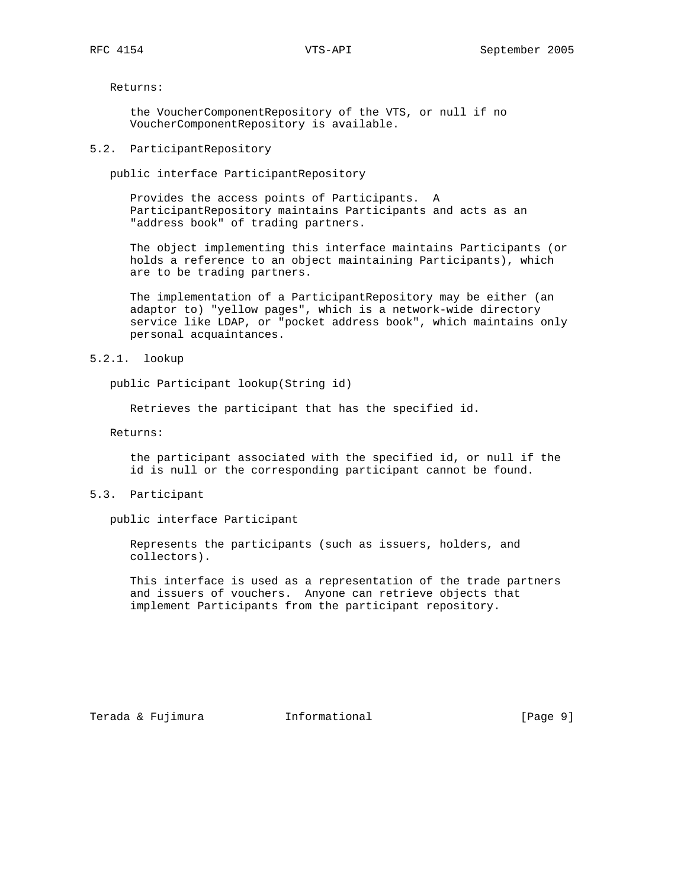Returns:

the VoucherComponentRepository of the VTS, or null if no VoucherComponentRepository is available.

### 5.2. ParticipantRepository

```
public interface ParticipantRepository
```

Provides the access points of Participants. A ParticipantRepository maintains Participants and acts as an "address book" of trading partners.

The object implementing this interface maintains Participants (or holds a reference to an object maintaining Participants), which are to be trading partners.

The implementation of a ParticipantRepository may be either (an adaptor to) "yellow pages", which is a network-wide directory service like LDAP, or "pocket address book", which maintains only personal acquaintances.

#### 5.2.1. lookup

```
public Participant lookup(String id)
```

Retrieves the participant that has the specified id.

Returns:

the participant associated with the specified id, or null if the id is null or the corresponding participant cannot be found.

### 5.3. Participant

```
public interface Participant
```

Represents the participants (such as issuers, holders, and collectors).

This interface is used as a representation of the trade partners and issuers of vouchers. Anyone can retrieve objects that implement Participants from the participant repository.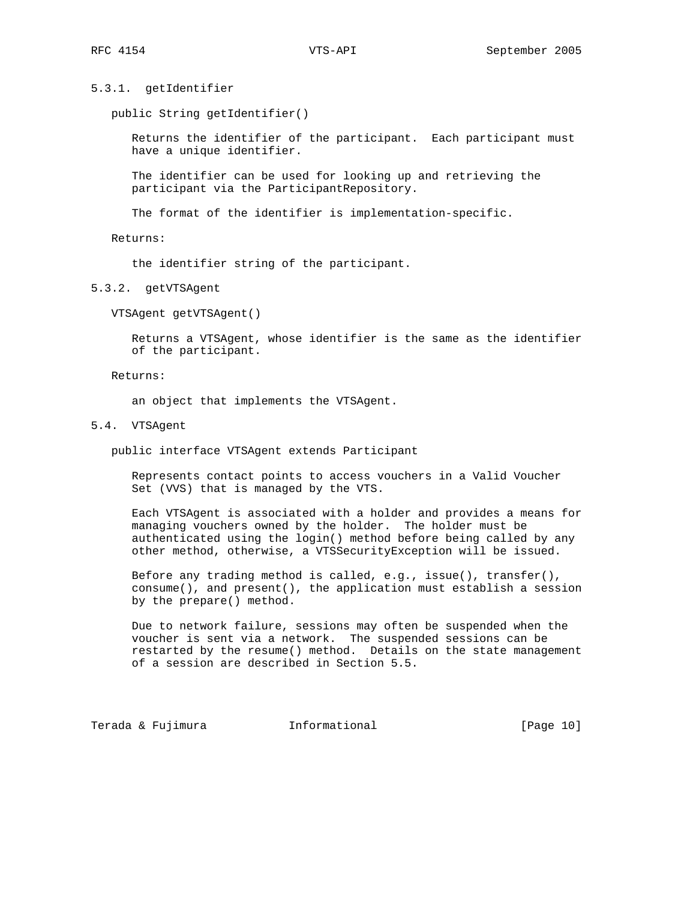### 5.3.1. getIdentifier

```
public String getIdentifier()
```

Returns the identifier of the participant. Each participant must have a unique identifier.

The identifier can be used for looking up and retrieving the participant via the ParticipantRepository.

The format of the identifier is implementation-specific.

Returns:

the identifier string of the participant.

### 5.3.2. getVTSAgent

```
VTSAgent getVTSAgent()
```

Returns a VTSAgent, whose identifier is the same as the identifier of the participant.

Returns:

an object that implements the VTSAgent.

## 5.4. VTSAgent

```
public interface VTSAgent extends Participant
```

Represents contact points to access vouchers in a Valid Voucher Set (VVS) that is managed by the VTS.

Each VTSAgent is associated with a holder and provides a means for managing vouchers owned by the holder. The holder must be authenticated using the login() method before being called by any other method, otherwise, a VTSSecurityException will be issued.

Before any trading method is called, e.g., issue(), transfer(), consume(), and present(), the application must establish a session by the prepare() method.

Due to network failure, sessions may often be suspended when the voucher is sent via a network. The suspended sessions can be restarted by the resume() method. Details on the state management of a session are described in Section 5.5.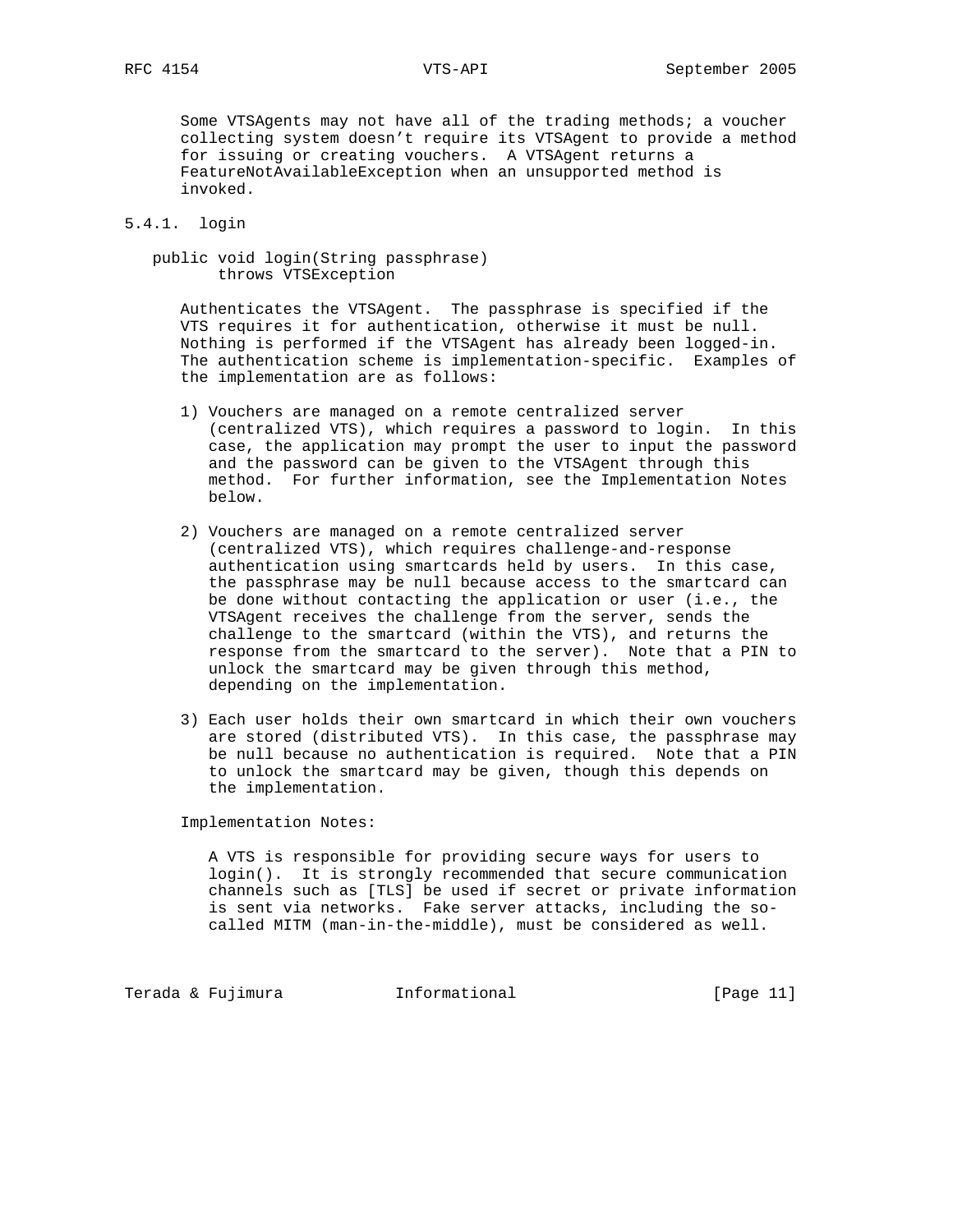Some VTSAgents may not have all of the trading methods; a voucher collecting system doesn't require its VTSAgent to provide a method for issuing or creating vouchers. A VTSAgent returns a FeatureNotAvailableException when an unsupported method is invoked.

### 5.4.1. login

```
public void login(String passphrase)
      throws VTSException
```

Authenticates the VTSAgent. The passphrase is specified if the VTS requires it for authentication, otherwise it must be null. Nothing is performed if the VTSAgent has already been logged-in. The authentication scheme is implementation-specific. Examples of the implementation are as follows:

1) Vouchers are managed on a remote centralized server (centralized VTS), which requires a password to login. In this case, the application may prompt the user to input the password and the password can be given to the VTSAgent through this method. For further information, see the Implementation Notes below.

2) Vouchers are managed on a remote centralized server (centralized VTS), which requires challenge-and-response authentication using smartcards held by users. In this case, the passphrase may be null because access to the smartcard can be done without contacting the application or user (i.e., the VTSAgent receives the challenge from the server, sends the challenge to the smartcard (within the VTS), and returns the response from the smartcard to the server). Note that a PIN to unlock the smartcard may be given through this method, depending on the implementation.

3) Each user holds their own smartcard in which their own vouchers are stored (distributed VTS). In this case, the passphrase may be null because no authentication is required. Note that a PIN to unlock the smartcard may be given, though this depends on the implementation.

Implementation Notes:

A VTS is responsible for providing secure ways for users to login(). It is strongly recommended that secure communication channels such as [TLS] be used if secret or private information is sent via networks. Fake server attacks, including the so-called MITM (man-in-the-middle), must be considered as well.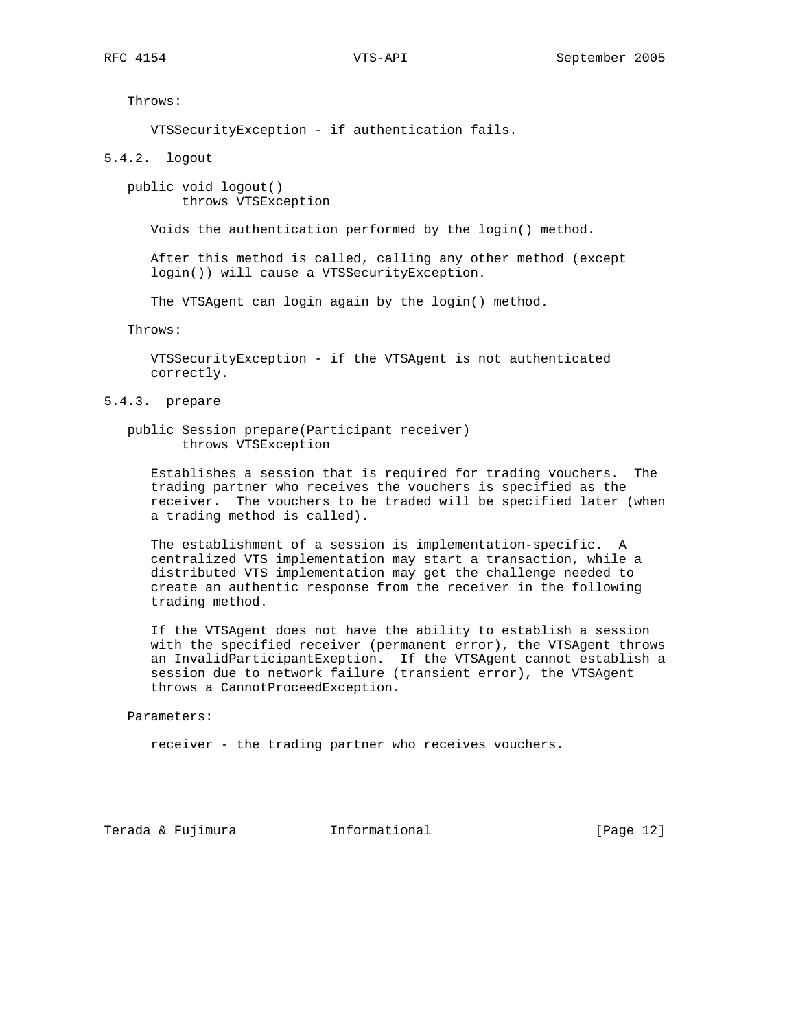Throws:

VTSSecurityException - if authentication fails.

### 5.4.2. logout

```
public void logout()
      throws VTSException
```

Voids the authentication performed by the login() method.

After this method is called, calling any other method (except login()) will cause a VTSSecurityException.

The VTSAgent can login again by the login() method.

Throws:

VTSSecurityException - if the VTSAgent is not authenticated correctly.

### 5.4.3. prepare

```
public Session prepare(Participant receiver)
      throws VTSException
```

Establishes a session that is required for trading vouchers. The trading partner who receives the vouchers is specified as the receiver. The vouchers to be traded will be specified later (when a trading method is called).

The establishment of a session is implementation-specific. A centralized VTS implementation may start a transaction, while a distributed VTS implementation may get the challenge needed to create an authentic response from the receiver in the following trading method.

If the VTSAgent does not have the ability to establish a session with the specified receiver (permanent error), the VTSAgent throws an InvalidParticipantExeption. If the VTSAgent cannot establish a session due to network failure (transient error), the VTSAgent throws a CannotProceedException.

Parameters:

receiver - the trading partner who receives vouchers.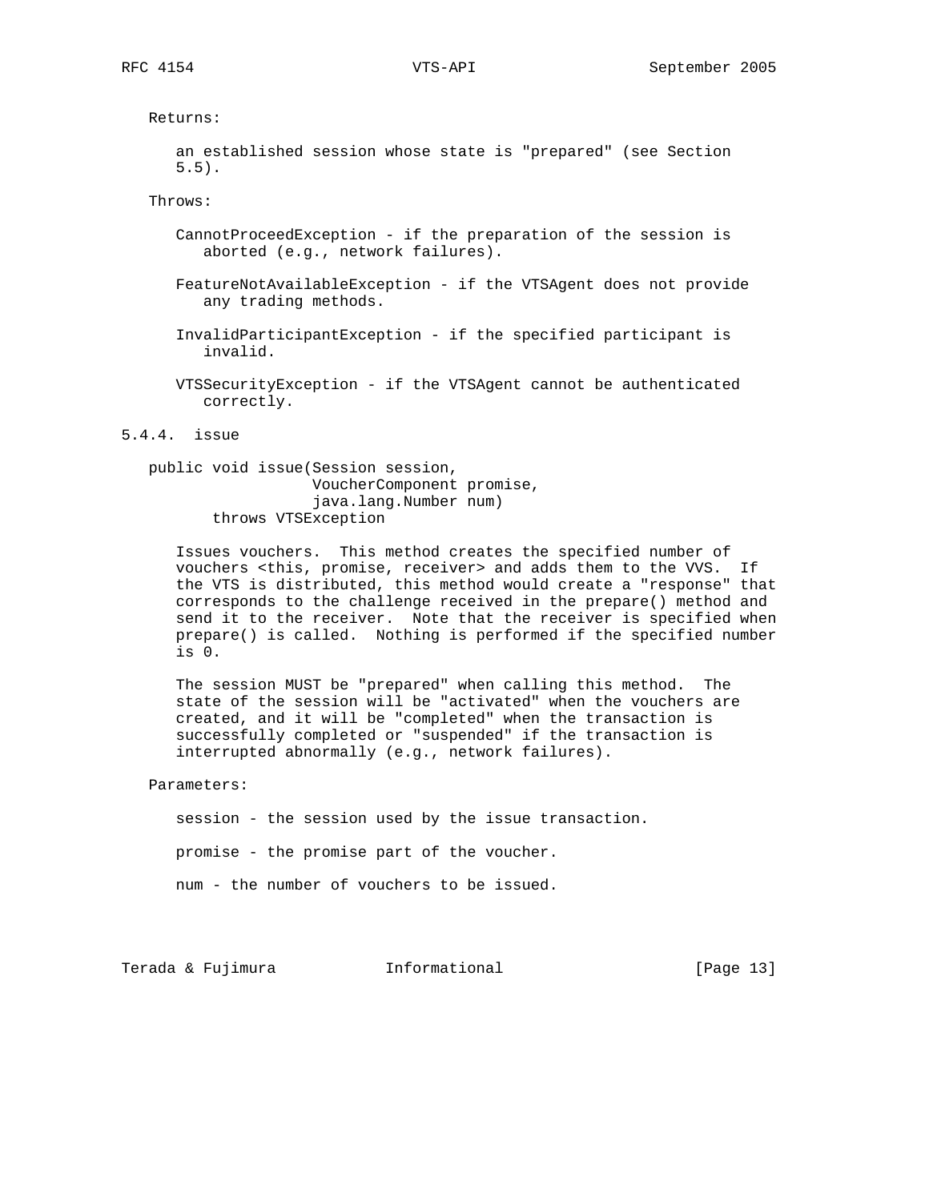Returns:

an established session whose state is "prepared" (see Section 5.5).

Throws:

CannotProceedException - if the preparation of the session is aborted (e.g., network failures).

FeatureNotAvailableException - if the VTSAgent does not provide any trading methods.

InvalidParticipantException - if the specified participant is invalid.

VTSSecurityException - if the VTSAgent cannot be authenticated correctly.

### 5.4.4. issue

```
public void issue(Session session,
                  VoucherComponent promise,
                  java.lang.Number num)
     throws VTSException
```

Issues vouchers. This method creates the specified number of vouchers <this, promise, receiver> and adds them to the VVS. If the VTS is distributed, this method would create a "response" that corresponds to the challenge received in the prepare() method and send it to the receiver. Note that the receiver is specified when prepare() is called. Nothing is performed if the specified number is 0.

The session MUST be "prepared" when calling this method. The state of the session will be "activated" when the vouchers are created, and it will be "completed" when the transaction is successfully completed or "suspended" if the transaction is interrupted abnormally (e.g., network failures).

Parameters:

session - the session used by the issue transaction.

promise - the promise part of the voucher.

num - the number of vouchers to be issued.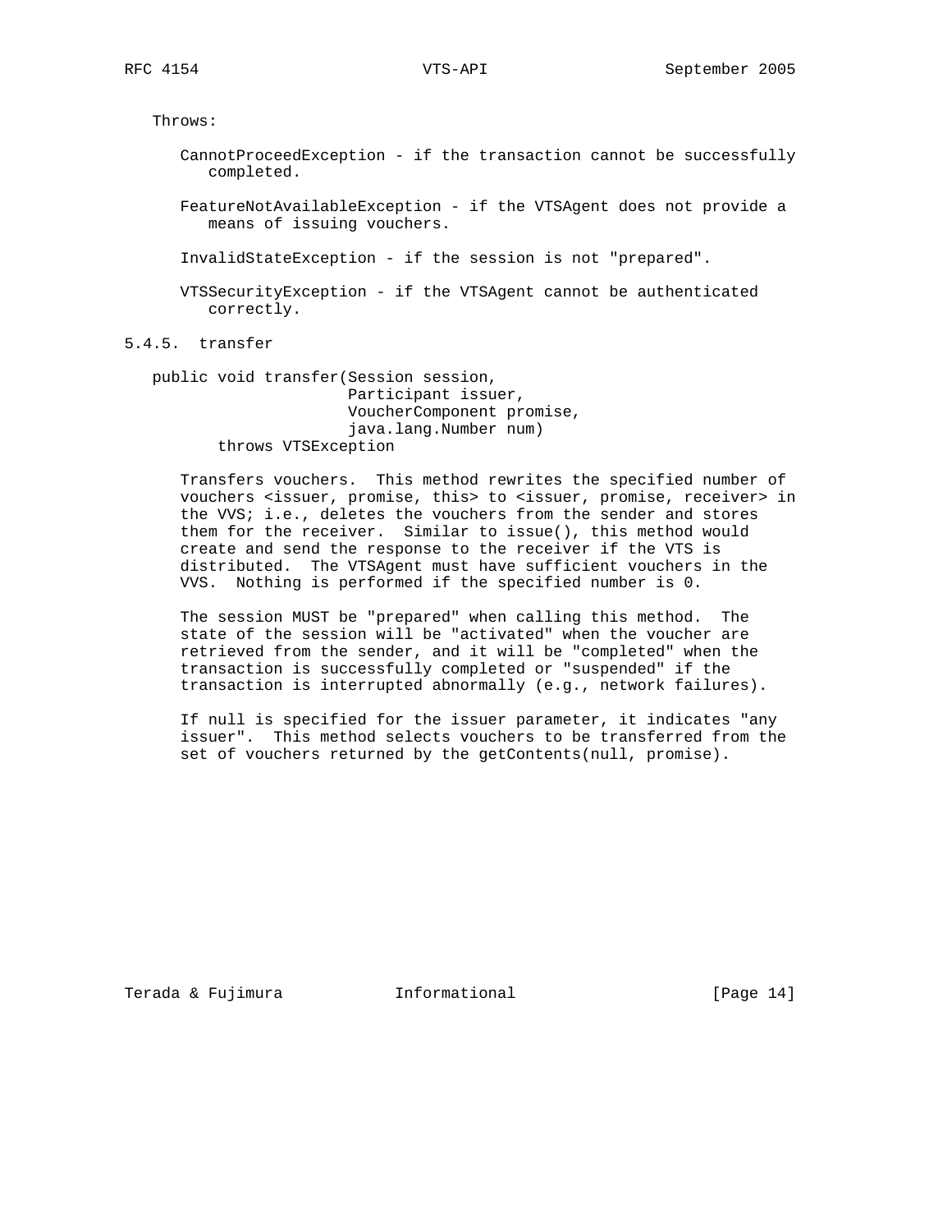Throws:

CannotProceedException - if the transaction cannot be successfully completed.

FeatureNotAvailableException - if the VTSAgent does not provide a means of issuing vouchers.

InvalidStateException - if the session is not "prepared".

VTSSecurityException - if the VTSAgent cannot be authenticated correctly.

### 5.4.5. transfer

```
public void transfer(Session session,
                     Participant issuer,
                     VoucherComponent promise,
                     java.lang.Number num)
       throws VTSException
```

Transfers vouchers. This method rewrites the specified number of vouchers <issuer, promise, this> to <issuer, promise, receiver> in the VVS; i.e., deletes the vouchers from the sender and stores them for the receiver. Similar to issue(), this method would create and send the response to the receiver if the VTS is distributed. The VTSAgent must have sufficient vouchers in the VVS. Nothing is performed if the specified number is 0.

The session MUST be "prepared" when calling this method. The state of the session will be "activated" when the voucher are retrieved from the sender, and it will be "completed" when the transaction is successfully completed or "suspended" if the transaction is interrupted abnormally (e.g., network failures).

If null is specified for the issuer parameter, it indicates "any issuer". This method selects vouchers to be transferred from the set of vouchers returned by the getContents(null, promise).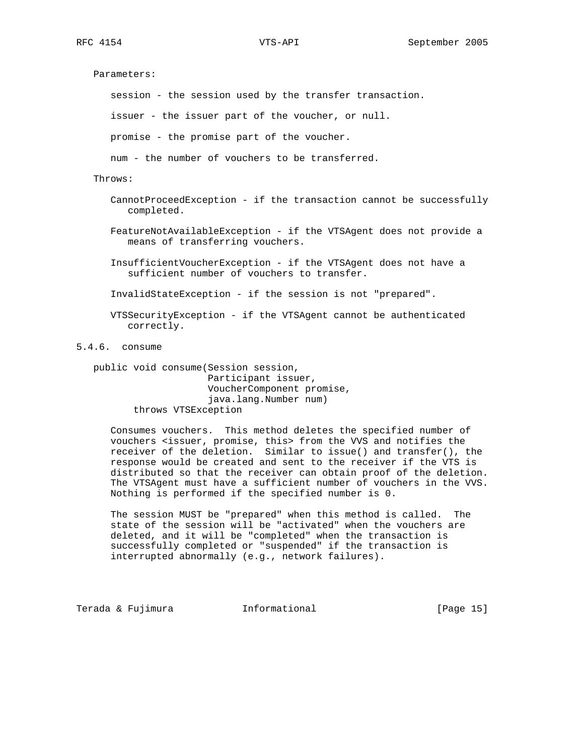Parameters:

session - the session used by the transfer transaction.

issuer - the issuer part of the voucher, or null.

promise - the promise part of the voucher.

num - the number of vouchers to be transferred.

Throws:

CannotProceedException - if the transaction cannot be successfully completed.

FeatureNotAvailableException - if the VTSAgent does not provide a means of transferring vouchers.

InsufficientVoucherException - if the VTSAgent does not have a sufficient number of vouchers to transfer.

InvalidStateException - if the session is not "prepared".

VTSSecurityException - if the VTSAgent cannot be authenticated correctly.

### 5.4.6. consume

```
public void consume(Session session,
                    Participant issuer,
                    VoucherComponent promise,
                    java.lang.Number num)
      throws VTSException
```

Consumes vouchers. This method deletes the specified number of vouchers <issuer, promise, this> from the VVS and notifies the receiver of the deletion. Similar to issue() and transfer(), the response would be created and sent to the receiver if the VTS is distributed so that the receiver can obtain proof of the deletion. The VTSAgent must have a sufficient number of vouchers in the VVS. Nothing is performed if the specified number is 0.

The session MUST be "prepared" when this method is called. The state of the session will be "activated" when the vouchers are deleted, and it will be "completed" when the transaction is successfully completed or "suspended" if the transaction is interrupted abnormally (e.g., network failures).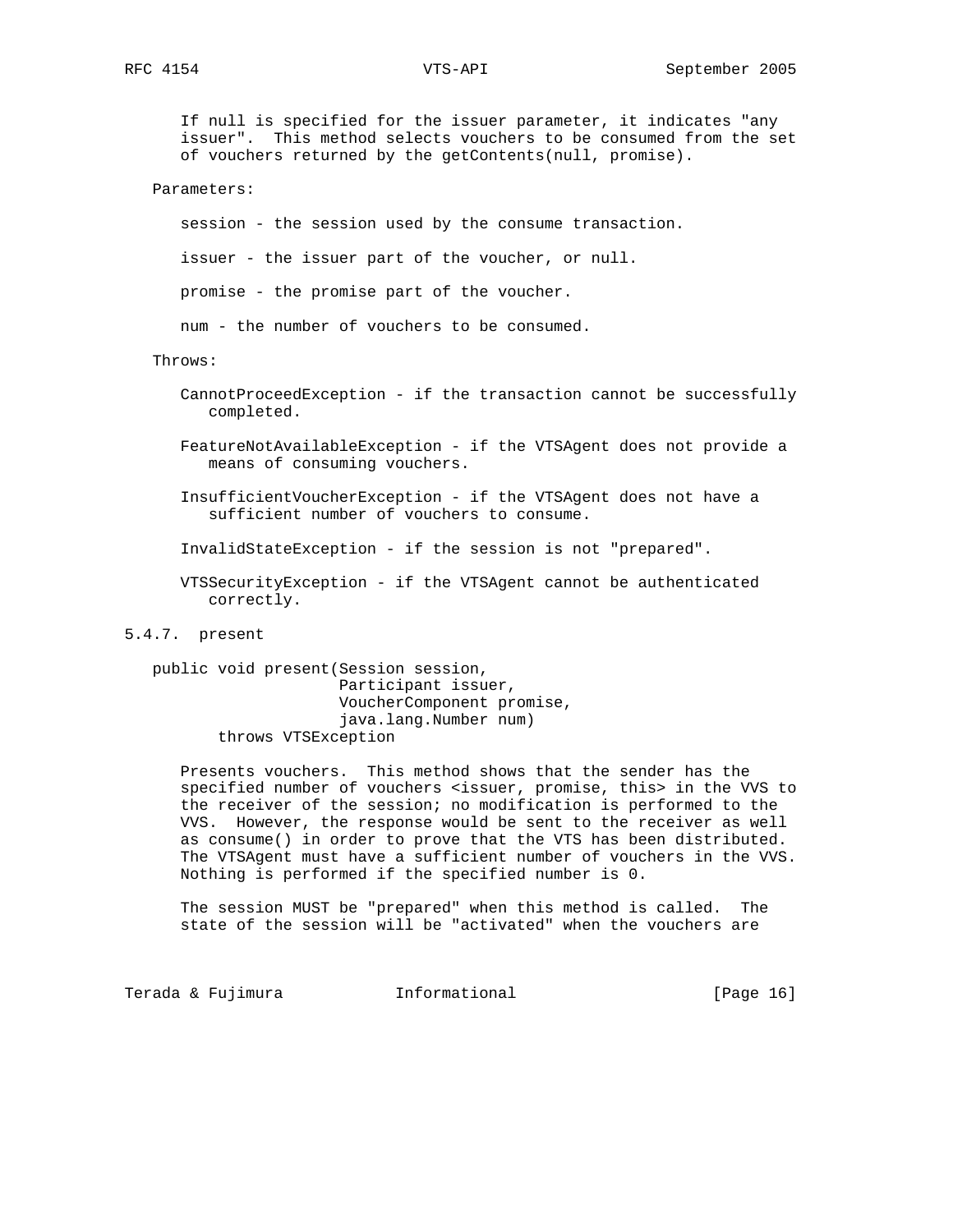If null is specified for the issuer parameter, it indicates "any issuer". This method selects vouchers to be consumed from the set of vouchers returned by the getContents(null, promise).

Parameters:

session - the session used by the consume transaction.

issuer - the issuer part of the voucher, or null.

promise - the promise part of the voucher.

num - the number of vouchers to be consumed.

Throws:

CannotProceedException - if the transaction cannot be successfully completed.

FeatureNotAvailableException - if the VTSAgent does not provide a means of consuming vouchers.

InsufficientVoucherException - if the VTSAgent does not have a sufficient number of vouchers to consume.

InvalidStateException - if the session is not "prepared".

VTSSecurityException - if the VTSAgent cannot be authenticated correctly.

### 5.4.7. present

```
public void present(Session session,
                    Participant issuer,
                    VoucherComponent promise,
                    java.lang.Number num)
       throws VTSException
```

Presents vouchers. This method shows that the sender has the specified number of vouchers <issuer, promise, this> in the VVS to the receiver of the session; no modification is performed to the VVS. However, the response would be sent to the receiver as well as consume() in order to prove that the VTS has been distributed. The VTSAgent must have a sufficient number of vouchers in the VVS. Nothing is performed if the specified number is 0.

The session MUST be "prepared" when this method is called. The state of the session will be "activated" when the vouchers are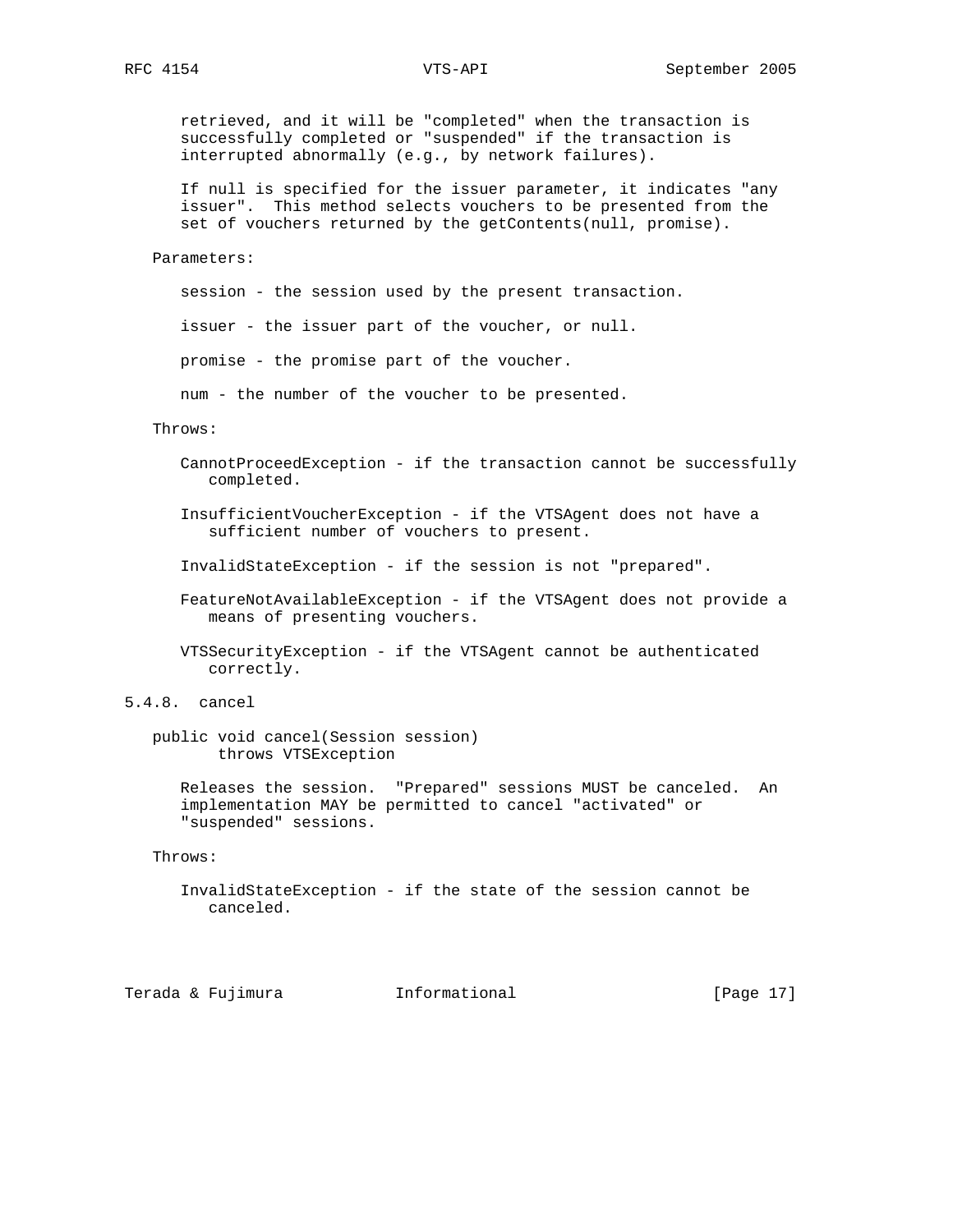retrieved, and it will be "completed" when the transaction is successfully completed or "suspended" if the transaction is interrupted abnormally (e.g., by network failures).

If null is specified for the issuer parameter, it indicates "any issuer". This method selects vouchers to be presented from the set of vouchers returned by the getContents(null, promise).

Parameters:

session - the session used by the present transaction.

issuer - the issuer part of the voucher, or null.

promise - the promise part of the voucher.

num - the number of the voucher to be presented.

Throws:

CannotProceedException - if the transaction cannot be successfully completed.

InsufficientVoucherException - if the VTSAgent does not have a sufficient number of vouchers to present.

InvalidStateException - if the session is not "prepared".

FeatureNotAvailableException - if the VTSAgent does not provide a means of presenting vouchers.

VTSSecurityException - if the VTSAgent cannot be authenticated correctly.

### 5.4.8. cancel

```
public void cancel(Session session)
       throws VTSException
```

Releases the session. "Prepared" sessions MUST be canceled. An implementation MAY be permitted to cancel "activated" or "suspended" sessions.

Throws:

InvalidStateException - if the state of the session cannot be canceled.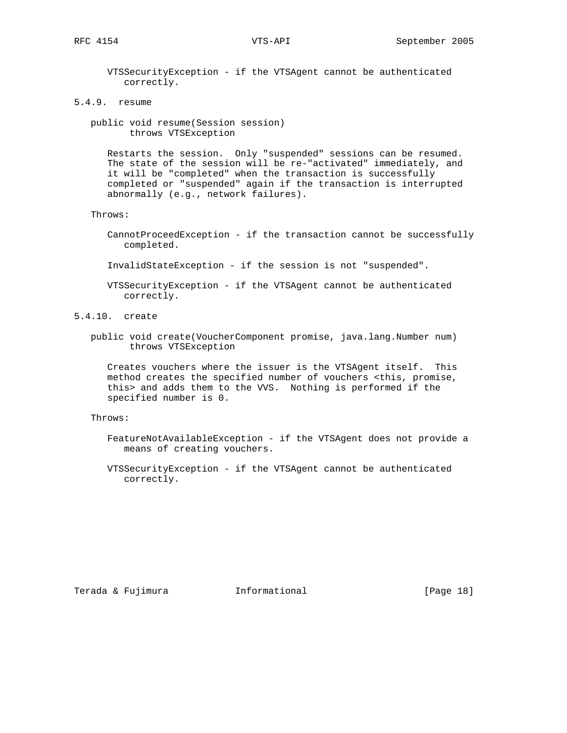VTSSecurityException - if the VTSAgent cannot be authenticated correctly.

### 5.4.9. resume

```
public void resume(Session session)
       throws VTSException
```

Restarts the session. Only "suspended" sessions can be resumed. The state of the session will be re-"activated" immediately, and it will be "completed" when the transaction is successfully completed or "suspended" again if the transaction is interrupted abnormally (e.g., network failures).

Throws:

CannotProceedException - if the transaction cannot be successfully completed.

InvalidStateException - if the session is not "suspended".

VTSSecurityException - if the VTSAgent cannot be authenticated correctly.

### 5.4.10. create

```
public void create(VoucherComponent promise, java.lang.Number num)
       throws VTSException
```

Creates vouchers where the issuer is the VTSAgent itself. This method creates the specified number of vouchers <this, promise, this> and adds them to the VVS. Nothing is performed if the specified number is 0.

Throws:

FeatureNotAvailableException - if the VTSAgent does not provide a means of creating vouchers.

VTSSecurityException - if the VTSAgent cannot be authenticated correctly.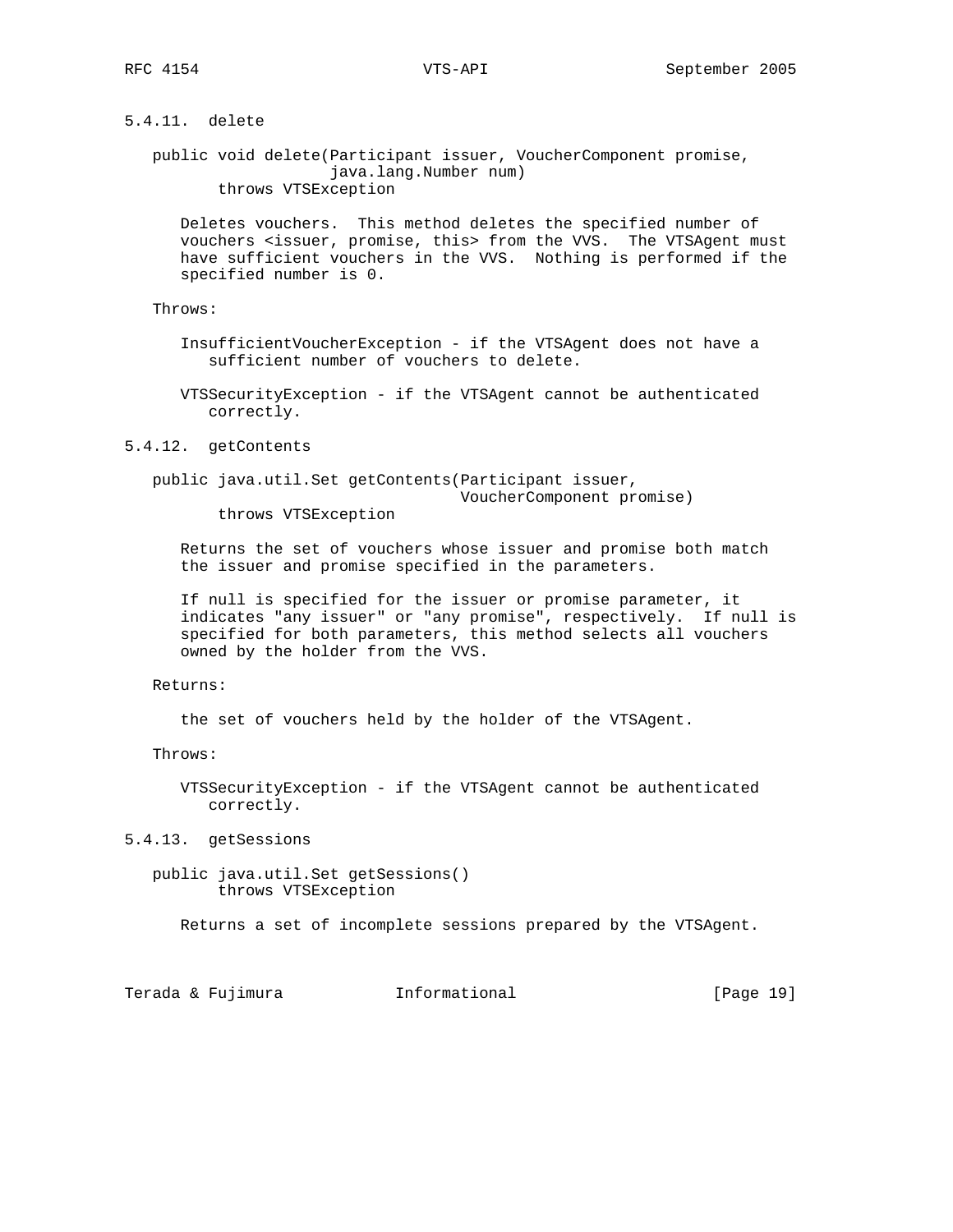### 5.4.11. delete

```
public void delete(Participant issuer, VoucherComponent promise,
                   java.lang.Number num)
       throws VTSException
```

Deletes vouchers. This method deletes the specified number of vouchers <issuer, promise, this> from the VVS. The VTSAgent must have sufficient vouchers in the VVS. Nothing is performed if the specified number is 0.

Throws:

InsufficientVoucherException - if the VTSAgent does not have a sufficient number of vouchers to delete.

VTSSecurityException - if the VTSAgent cannot be authenticated correctly.

### 5.4.12. getContents

```
public java.util.Set getContents(Participant issuer,
                                 VoucherComponent promise)
       throws VTSException
```

Returns the set of vouchers whose issuer and promise both match the issuer and promise specified in the parameters.

If null is specified for the issuer or promise parameter, it indicates "any issuer" or "any promise", respectively. If null is specified for both parameters, this method selects all vouchers owned by the holder from the VVS.

Returns:

the set of vouchers held by the holder of the VTSAgent.

Throws:

VTSSecurityException - if the VTSAgent cannot be authenticated correctly.

### 5.4.13. getSessions

```
public java.util.Set getSessions()
       throws VTSException
```

Returns a set of incomplete sessions prepared by the VTSAgent.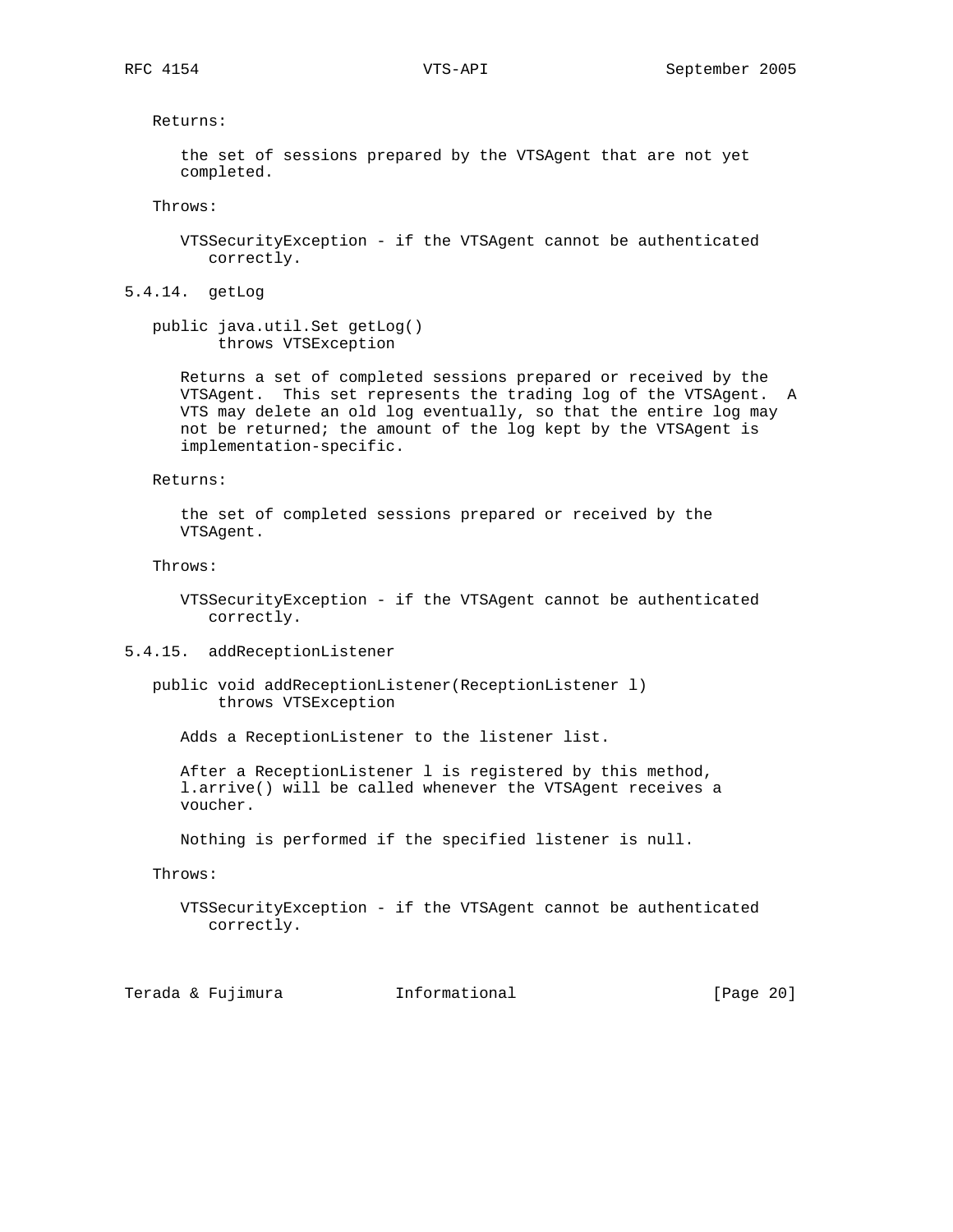Returns:

the set of sessions prepared by the VTSAgent that are not yet completed.

Throws:

VTSSecurityException - if the VTSAgent cannot be authenticated correctly.

### 5.4.14. getLog

```
public java.util.Set getLog()
       throws VTSException
```

Returns a set of completed sessions prepared or received by the VTSAgent. This set represents the trading log of the VTSAgent. A VTS may delete an old log eventually, so that the entire log may not be returned; the amount of the log kept by the VTSAgent is implementation-specific.

Returns:

the set of completed sessions prepared or received by the VTSAgent.

Throws:

VTSSecurityException - if the VTSAgent cannot be authenticated correctly.

### 5.4.15. addReceptionListener

```
public void addReceptionListener(ReceptionListener l)
       throws VTSException
```

Adds a ReceptionListener to the listener list.

After a ReceptionListener l is registered by this method, l.arrive() will be called whenever the VTSAgent receives a voucher.

Nothing is performed if the specified listener is null.

Throws:

VTSSecurityException - if the VTSAgent cannot be authenticated correctly.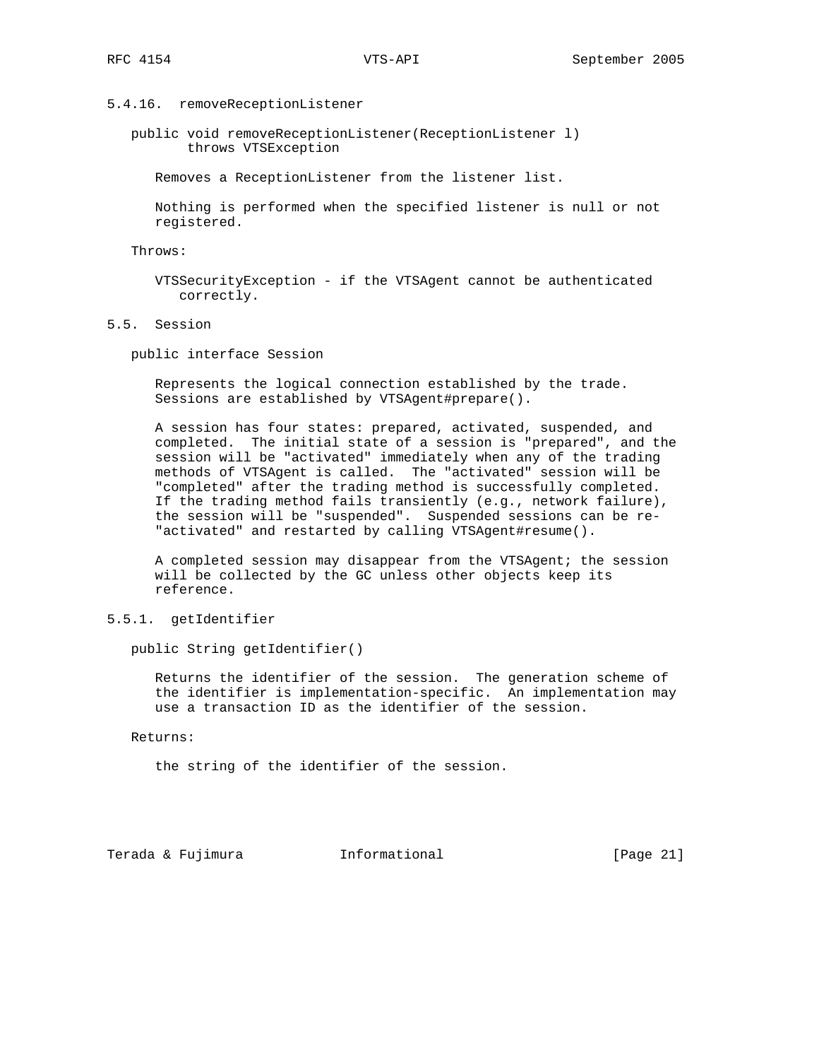### 5.4.16. removeReceptionListener

```
public void removeReceptionListener(ReceptionListener l)
       throws VTSException
```

Removes a ReceptionListener from the listener list.

Nothing is performed when the specified listener is null or not registered.

Throws:

VTSSecurityException - if the VTSAgent cannot be authenticated correctly.

## 5.5. Session

```
public interface Session
```

Represents the logical connection established by the trade. Sessions are established by VTSAgent#prepare().

A session has four states: prepared, activated, suspended, and completed. The initial state of a session is "prepared", and the session will be "activated" immediately when any of the trading methods of VTSAgent is called. The "activated" session will be "completed" after the trading method is successfully completed. If the trading method fails transiently (e.g., network failure), the session will be "suspended". Suspended sessions can be re-"activated" and restarted by calling VTSAgent#resume().

A completed session may disappear from the VTSAgent; the session will be collected by the GC unless other objects keep its reference.

### 5.5.1. getIdentifier

```
public String getIdentifier()
```

Returns the identifier of the session. The generation scheme of the identifier is implementation-specific. An implementation may use a transaction ID as the identifier of the session.

Returns:

the string of the identifier of the session.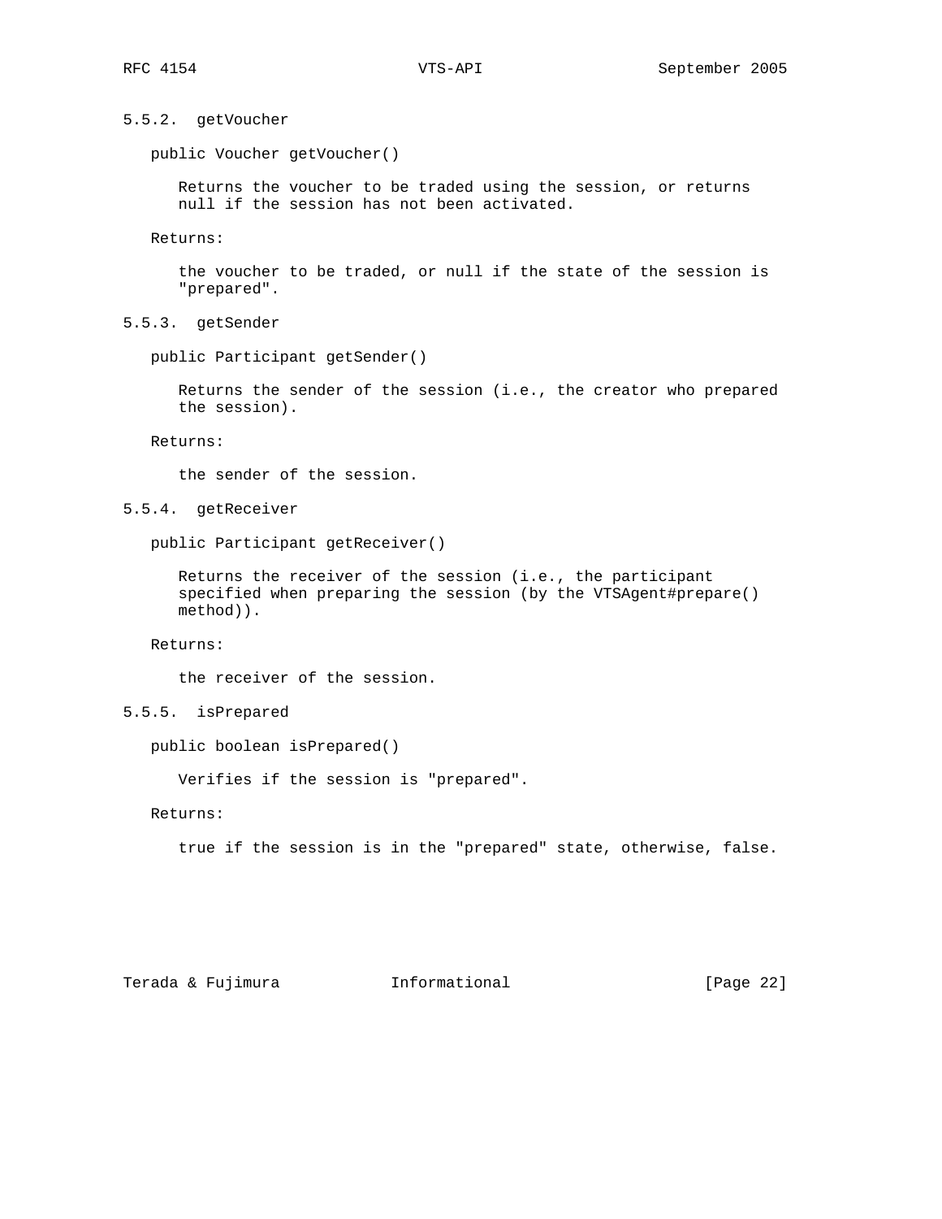### 5.5.2. getVoucher

```
public Voucher getVoucher()
```

Returns the voucher to be traded using the session, or returns null if the session has not been activated.

Returns:

the voucher to be traded, or null if the state of the session is "prepared".

### 5.5.3. getSender

```
public Participant getSender()
```

Returns the sender of the session (i.e., the creator who prepared the session).

Returns:

the sender of the session.

### 5.5.4. getReceiver

```
public Participant getReceiver()
```

Returns the receiver of the session (i.e., the participant specified when preparing the session (by the VTSAgent#prepare() method)).

Returns:

the receiver of the session.

### 5.5.5. isPrepared

```
public boolean isPrepared()
```

Verifies if the session is "prepared".

Returns:

true if the session is in the "prepared" state, otherwise, false.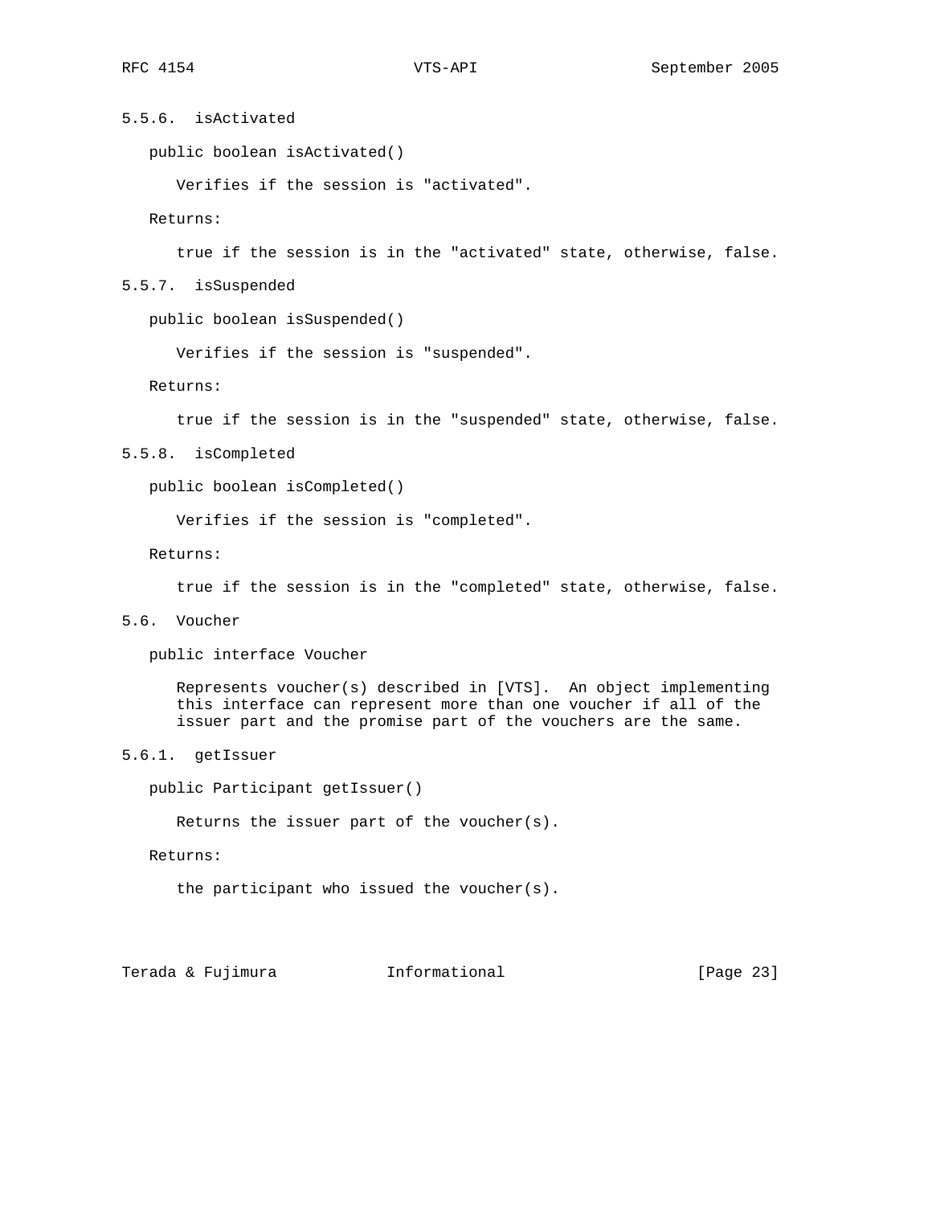#### 5.5.6. isActivated

```
public boolean isActivated()
```

Verifies if the session is "activated".

Returns:

true if the session is in the "activated" state, otherwise, false.

#### 5.5.7. isSuspended

```
public boolean isSuspended()
```

Verifies if the session is "suspended".

Returns:

true if the session is in the "suspended" state, otherwise, false.

#### 5.5.8. isCompleted

```
public boolean isCompleted()
```

Verifies if the session is "completed".

Returns:

true if the session is in the "completed" state, otherwise, false.

### 5.6. Voucher

```
public interface Voucher
```

Represents voucher(s) described in [VTS]. An object implementing this interface can represent more than one voucher if all of the issuer part and the promise part of the vouchers are the same.

#### 5.6.1. getIssuer

```
public Participant getIssuer()
```

Returns the issuer part of the voucher(s).

Returns:

the participant who issued the voucher(s).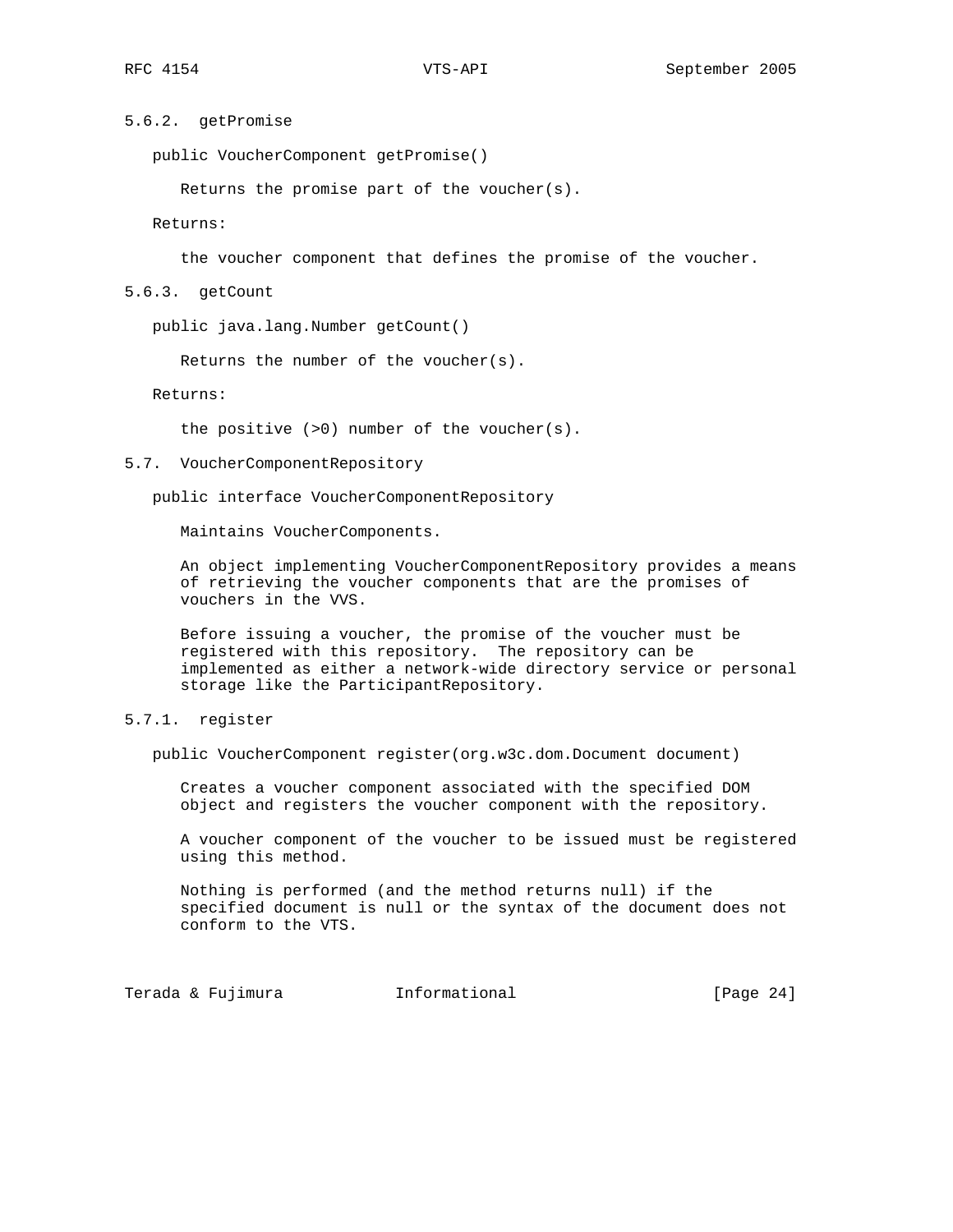### 5.6.2. getPromise

```
public VoucherComponent getPromise()
```

Returns the promise part of the voucher(s).

Returns:

the voucher component that defines the promise of the voucher.

### 5.6.3. getCount

```
public java.lang.Number getCount()
```

Returns the number of the voucher(s).

Returns:

the positive (>0) number of the voucher(s).

## 5.7. VoucherComponentRepository

```
public interface VoucherComponentRepository
```

Maintains VoucherComponents.

An object implementing VoucherComponentRepository provides a means of retrieving the voucher components that are the promises of vouchers in the VVS.

Before issuing a voucher, the promise of the voucher must be registered with this repository. The repository can be implemented as either a network-wide directory service or personal storage like the ParticipantRepository.

### 5.7.1. register

```
public VoucherComponent register(org.w3c.dom.Document document)
```

Creates a voucher component associated with the specified DOM object and registers the voucher component with the repository.

A voucher component of the voucher to be issued must be registered using this method.

Nothing is performed (and the method returns null) if the specified document is null or the syntax of the document does not conform to the VTS.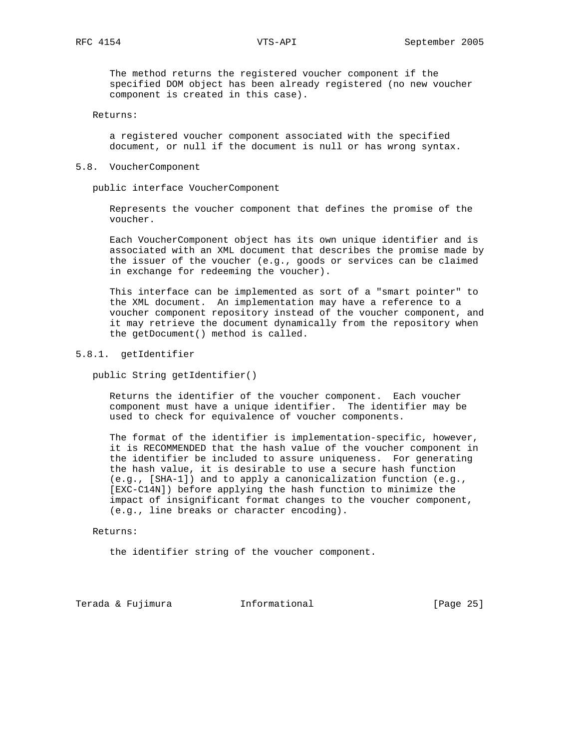The method returns the registered voucher component if the specified DOM object has been already registered (no new voucher component is created in this case).

Returns:

a registered voucher component associated with the specified document, or null if the document is null or has wrong syntax.

### 5.8. VoucherComponent

```
public interface VoucherComponent
```

Represents the voucher component that defines the promise of the voucher.

Each VoucherComponent object has its own unique identifier and is associated with an XML document that describes the promise made by the issuer of the voucher (e.g., goods or services can be claimed in exchange for redeeming the voucher).

This interface can be implemented as sort of a "smart pointer" to the XML document. An implementation may have a reference to a voucher component repository instead of the voucher component, and it may retrieve the document dynamically from the repository when the getDocument() method is called.

#### 5.8.1. getIdentifier

```
public String getIdentifier()
```

Returns the identifier of the voucher component. Each voucher component must have a unique identifier. The identifier may be used to check for equivalence of voucher components.

The format of the identifier is implementation-specific, however, it is RECOMMENDED that the hash value of the voucher component in the identifier be included to assure uniqueness. For generating the hash value, it is desirable to use a secure hash function (e.g., [SHA-1]) and to apply a canonicalization function (e.g., [EXC-C14N]) before applying the hash function to minimize the impact of insignificant format changes to the voucher component, (e.g., line breaks or character encoding).

Returns:

the identifier string of the voucher component.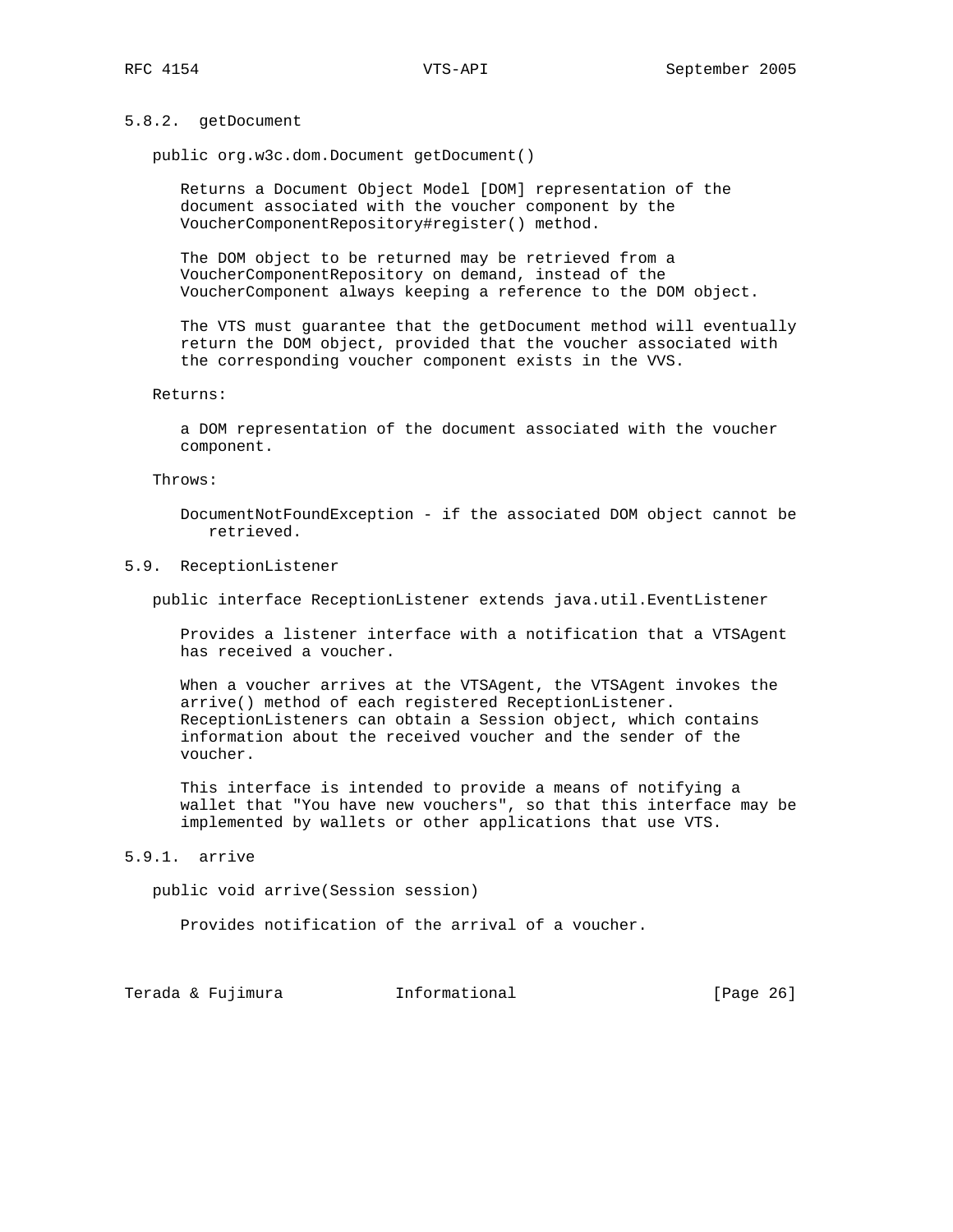### 5.8.2. getDocument

```
public org.w3c.dom.Document getDocument()
```

Returns a Document Object Model [DOM] representation of the document associated with the voucher component by the VoucherComponentRepository#register() method.

The DOM object to be returned may be retrieved from a VoucherComponentRepository on demand, instead of the VoucherComponent always keeping a reference to the DOM object.

The VTS must guarantee that the getDocument method will eventually return the DOM object, provided that the voucher associated with the corresponding voucher component exists in the VVS.

Returns:

a DOM representation of the document associated with the voucher component.

Throws:

DocumentNotFoundException - if the associated DOM object cannot be retrieved.

## 5.9. ReceptionListener

```
public interface ReceptionListener extends java.util.EventListener
```

Provides a listener interface with a notification that a VTSAgent has received a voucher.

When a voucher arrives at the VTSAgent, the VTSAgent invokes the arrive() method of each registered ReceptionListener. ReceptionListeners can obtain a Session object, which contains information about the received voucher and the sender of the voucher.

This interface is intended to provide a means of notifying a wallet that "You have new vouchers", so that this interface may be implemented by wallets or other applications that use VTS.

### 5.9.1. arrive

```
public void arrive(Session session)
```

Provides notification of the arrival of a voucher.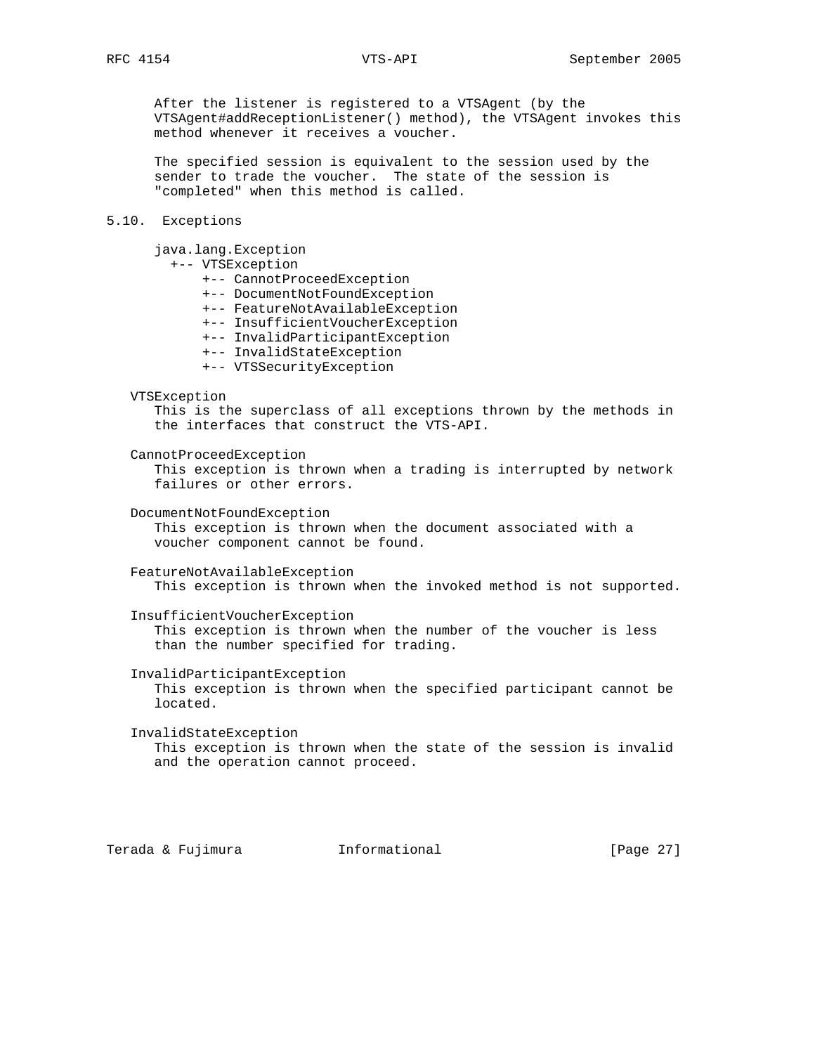After the listener is registered to a VTSAgent (by the VTSAgent#addReceptionListener() method), the VTSAgent invokes this method whenever it receives a voucher.

The specified session is equivalent to the session used by the sender to trade the voucher. The state of the session is "completed" when this method is called.

## 5.10. Exceptions

```
java.lang.Exception
  +-- VTSException
      +-- CannotProceedException
      +-- DocumentNotFoundException
      +-- FeatureNotAvailableException
      +-- InsufficientVoucherException
      +-- InvalidParticipantException
      +-- InvalidStateException
      +-- VTSSecurityException
```

VTSException
: This is the superclass of all exceptions thrown by the methods in the interfaces that construct the VTS-API.

CannotProceedException
: This exception is thrown when a trading is interrupted by network failures or other errors.

DocumentNotFoundException
: This exception is thrown when the document associated with a voucher component cannot be found.

FeatureNotAvailableException
: This exception is thrown when the invoked method is not supported.

InsufficientVoucherException
: This exception is thrown when the number of the voucher is less than the number specified for trading.

InvalidParticipantException
: This exception is thrown when the specified participant cannot be located.

InvalidStateException
: This exception is thrown when the state of the session is invalid and the operation cannot proceed.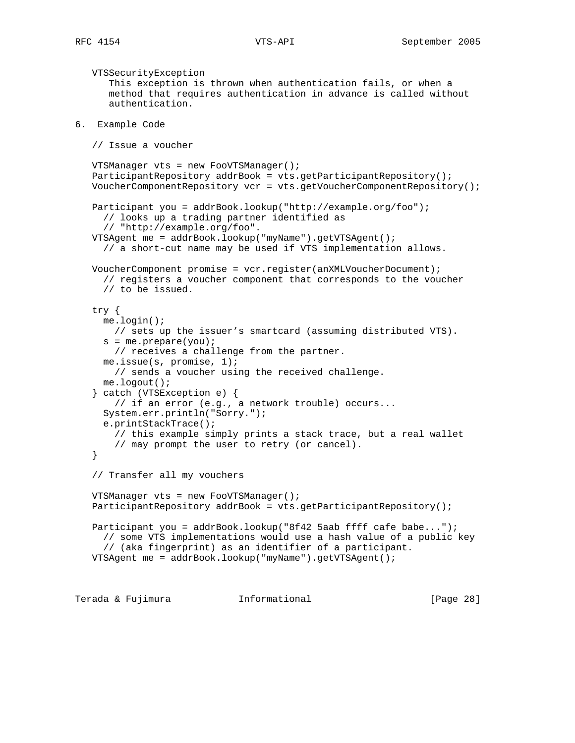VTSSecurityException
This exception is thrown when authentication fails, or when a method that requires authentication in advance is called without authentication.

## 6. Example Code

```
// Issue a voucher

VTSManager vts = new FooVTSManager();
ParticipantRepository addrBook = vts.getParticipantRepository();
VoucherComponentRepository vcr = vts.getVoucherComponentRepository();

Participant you = addrBook.lookup("http://example.org/foo");
  // looks up a trading partner identified as
  // "http://example.org/foo".
VTSAgent me = addrBook.lookup("myName").getVTSAgent();
  // a short-cut name may be used if VTS implementation allows.

VoucherComponent promise = vcr.register(anXMLVoucherDocument);
  // registers a voucher component that corresponds to the voucher
  // to be issued.

try {
  me.login();
    // sets up the issuer's smartcard (assuming distributed VTS).
  s = me.prepare(you);
    // receives a challenge from the partner.
  me.issue(s, promise, 1);
    // sends a voucher using the received challenge.
  me.logout();
} catch (VTSException e) {
    // if an error (e.g., a network trouble) occurs...
  System.err.println("Sorry.");
  e.printStackTrace();
    // this example simply prints a stack trace, but a real wallet
    // may prompt the user to retry (or cancel).
}

// Transfer all my vouchers

VTSManager vts = new FooVTSManager();
ParticipantRepository addrBook = vts.getParticipantRepository();

Participant you = addrBook.lookup("8f42 5aab ffff cafe babe...");
  // some VTS implementations would use a hash value of a public key
  // (aka fingerprint) as an identifier of a participant.
VTSAgent me = addrBook.lookup("myName").getVTSAgent();
```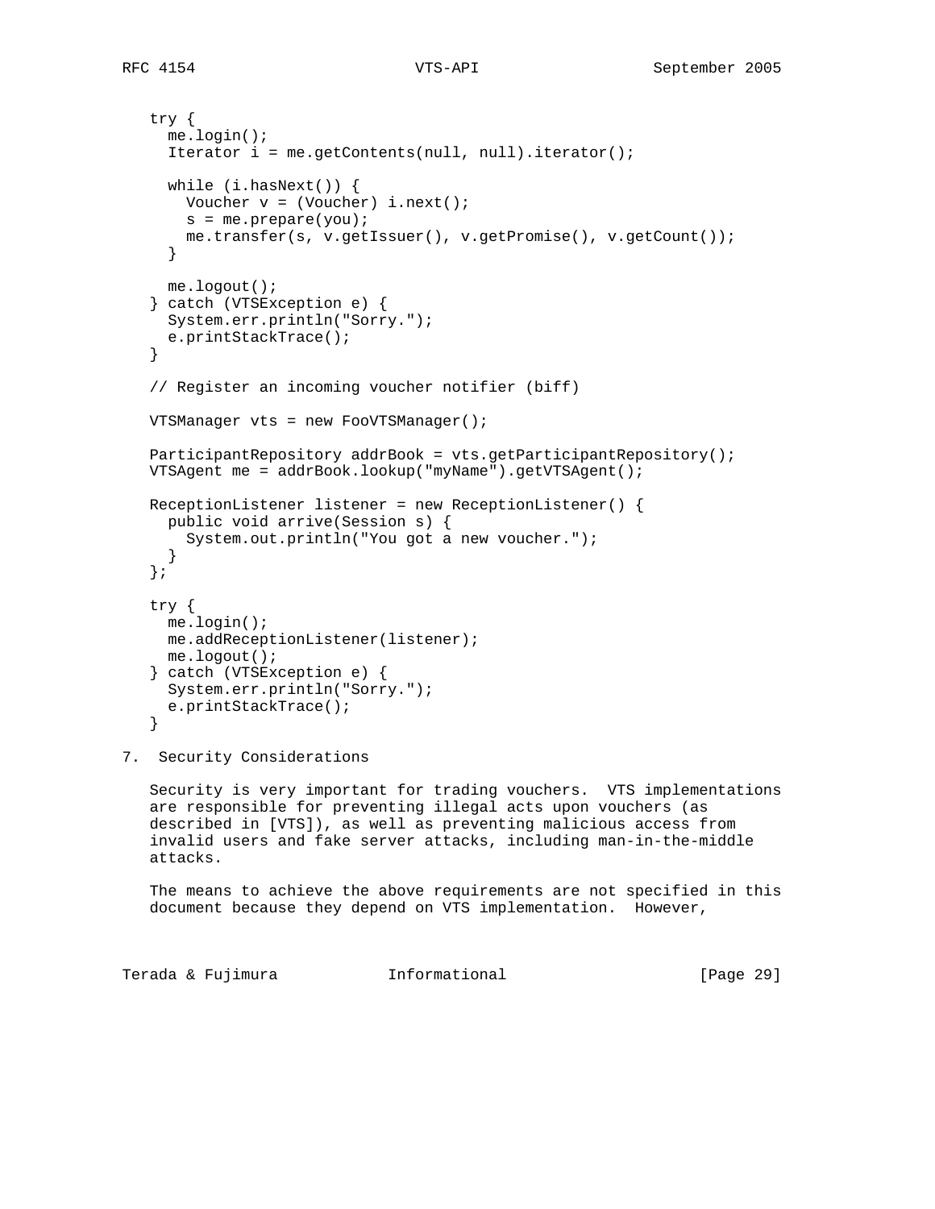```
try {
  me.login();
  Iterator i = me.getContents(null, null).iterator();

  while (i.hasNext()) {
    Voucher v = (Voucher) i.next();
    s = me.prepare(you);
    me.transfer(s, v.getIssuer(), v.getPromise(), v.getCount());
  }

  me.logout();
} catch (VTSException e) {
  System.err.println("Sorry.");
  e.printStackTrace();
}

// Register an incoming voucher notifier (biff)

VTSManager vts = new FooVTSManager();

ParticipantRepository addrBook = vts.getParticipantRepository();
VTSAgent me = addrBook.lookup("myName").getVTSAgent();

ReceptionListener listener = new ReceptionListener() {
  public void arrive(Session s) {
    System.out.println("You got a new voucher.");
  }
};

try {
  me.login();
  me.addReceptionListener(listener);
  me.logout();
} catch (VTSException e) {
  System.err.println("Sorry.");
  e.printStackTrace();
}
```

## 7. Security Considerations

Security is very important for trading vouchers. VTS implementations are responsible for preventing illegal acts upon vouchers (as described in [VTS]), as well as preventing malicious access from invalid users and fake server attacks, including man-in-the-middle attacks.

The means to achieve the above requirements are not specified in this document because they depend on VTS implementation. However,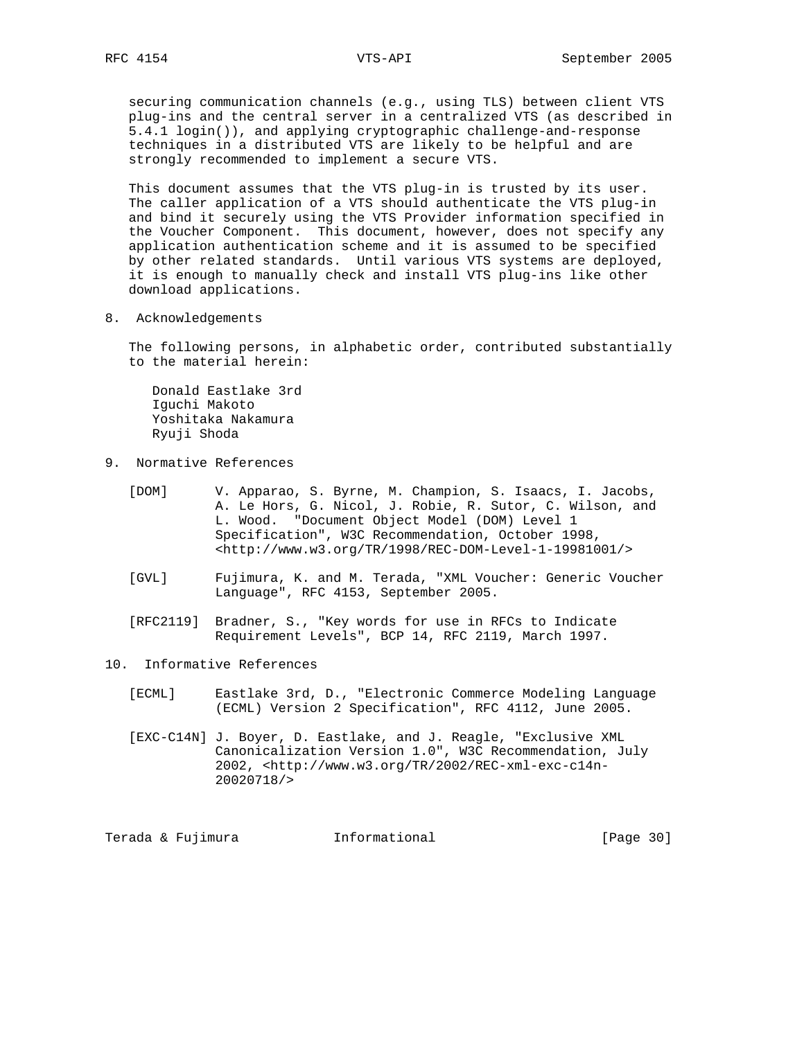securing communication channels (e.g., using TLS) between client VTS plug-ins and the central server in a centralized VTS (as described in 5.4.1 login()), and applying cryptographic challenge-and-response techniques in a distributed VTS are likely to be helpful and are strongly recommended to implement a secure VTS.

This document assumes that the VTS plug-in is trusted by its user. The caller application of a VTS should authenticate the VTS plug-in and bind it securely using the VTS Provider information specified in the Voucher Component. This document, however, does not specify any application authentication scheme and it is assumed to be specified by other related standards. Until various VTS systems are deployed, it is enough to manually check and install VTS plug-ins like other download applications.

## 8. Acknowledgements

The following persons, in alphabetic order, contributed substantially to the material herein:

Donald Eastlake 3rd
Iguchi Makoto
Yoshitaka Nakamura
Ryuji Shoda

## 9. Normative References

[DOM] V. Apparao, S. Byrne, M. Champion, S. Isaacs, I. Jacobs, A. Le Hors, G. Nicol, J. Robie, R. Sutor, C. Wilson, and L. Wood. "Document Object Model (DOM) Level 1 Specification", W3C Recommendation, October 1998, <http://www.w3.org/TR/1998/REC-DOM-Level-1-19981001/>

[GVL] Fujimura, K. and M. Terada, "XML Voucher: Generic Voucher Language", RFC 4153, September 2005.

[RFC2119] Bradner, S., "Key words for use in RFCs to Indicate Requirement Levels", BCP 14, RFC 2119, March 1997.

## 10. Informative References

[ECML] Eastlake 3rd, D., "Electronic Commerce Modeling Language (ECML) Version 2 Specification", RFC 4112, June 2005.

[EXC-C14N] J. Boyer, D. Eastlake, and J. Reagle, "Exclusive XML Canonicalization Version 1.0", W3C Recommendation, July 2002, <http://www.w3.org/TR/2002/REC-xml-exc-c14n-20020718/>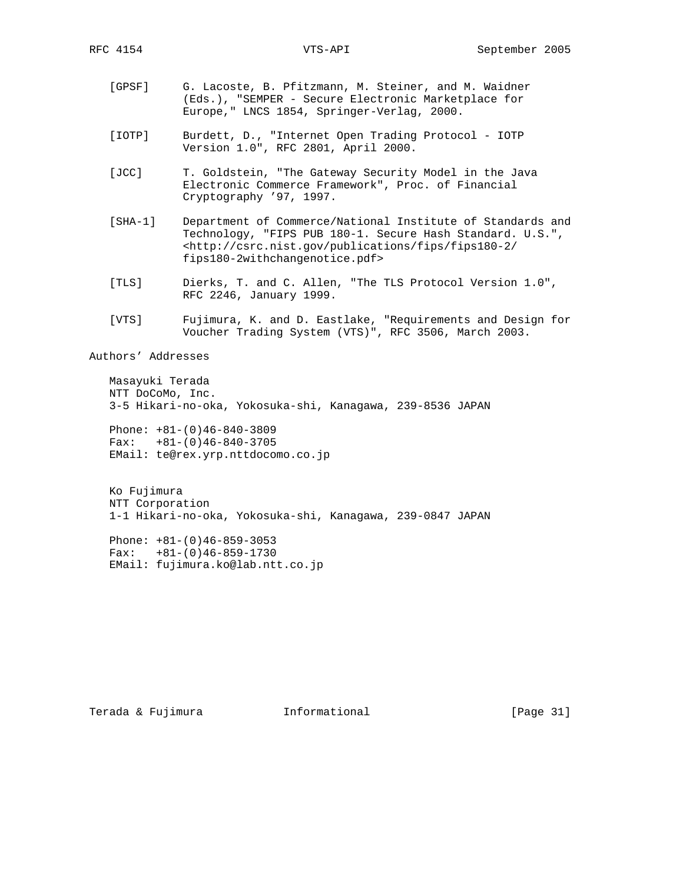[GPSF] G. Lacoste, B. Pfitzmann, M. Steiner, and M. Waidner (Eds.), "SEMPER - Secure Electronic Marketplace for Europe," LNCS 1854, Springer-Verlag, 2000.

[IOTP] Burdett, D., "Internet Open Trading Protocol - IOTP Version 1.0", RFC 2801, April 2000.

[JCC] T. Goldstein, "The Gateway Security Model in the Java Electronic Commerce Framework", Proc. of Financial Cryptography ’97, 1997.

[SHA-1] Department of Commerce/National Institute of Standards and Technology, "FIPS PUB 180-1. Secure Hash Standard. U.S.", <http://csrc.nist.gov/publications/fips/fips180-2/fips180-2withchangenotice.pdf>

[TLS] Dierks, T. and C. Allen, "The TLS Protocol Version 1.0", RFC 2246, January 1999.

[VTS] Fujimura, K. and D. Eastlake, "Requirements and Design for Voucher Trading System (VTS)", RFC 3506, March 2003.

## Authors’ Addresses

Masayuki Terada
NTT DoCoMo, Inc.
3-5 Hikari-no-oka, Yokosuka-shi, Kanagawa, 239-8536 JAPAN

Phone: +81-(0)46-840-3809
Fax: +81-(0)46-840-3705
EMail: te@rex.yrp.nttdocomo.co.jp

Ko Fujimura
NTT Corporation
1-1 Hikari-no-oka, Yokosuka-shi, Kanagawa, 239-0847 JAPAN

Phone: +81-(0)46-859-3053
Fax: +81-(0)46-859-1730
EMail: fujimura.ko@lab.ntt.co.jp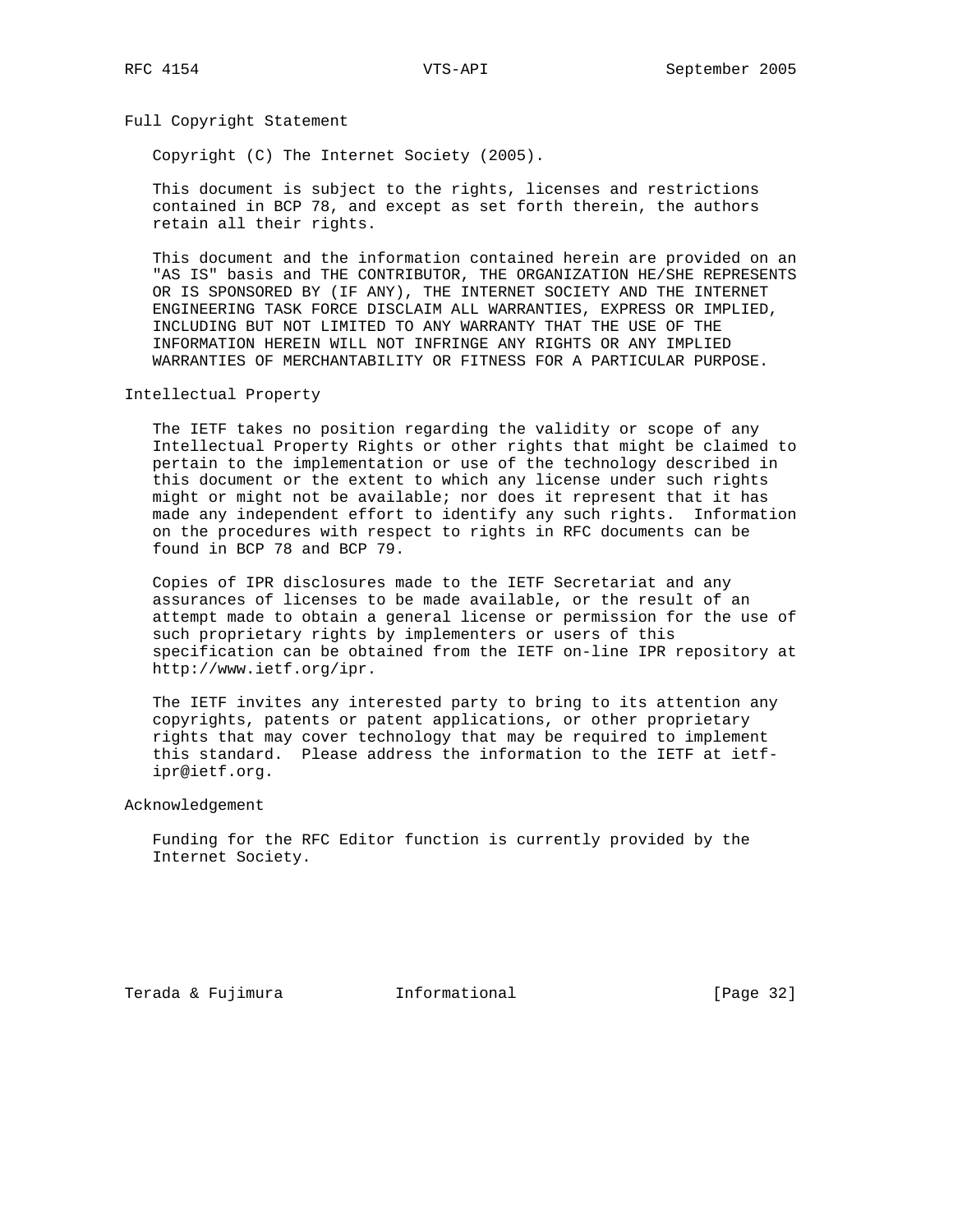## Full Copyright Statement

Copyright (C) The Internet Society (2005).

This document is subject to the rights, licenses and restrictions contained in BCP 78, and except as set forth therein, the authors retain all their rights.

This document and the information contained herein are provided on an "AS IS" basis and THE CONTRIBUTOR, THE ORGANIZATION HE/SHE REPRESENTS OR IS SPONSORED BY (IF ANY), THE INTERNET SOCIETY AND THE INTERNET ENGINEERING TASK FORCE DISCLAIM ALL WARRANTIES, EXPRESS OR IMPLIED, INCLUDING BUT NOT LIMITED TO ANY WARRANTY THAT THE USE OF THE INFORMATION HEREIN WILL NOT INFRINGE ANY RIGHTS OR ANY IMPLIED WARRANTIES OF MERCHANTABILITY OR FITNESS FOR A PARTICULAR PURPOSE.

## Intellectual Property

The IETF takes no position regarding the validity or scope of any Intellectual Property Rights or other rights that might be claimed to pertain to the implementation or use of the technology described in this document or the extent to which any license under such rights might or might not be available; nor does it represent that it has made any independent effort to identify any such rights. Information on the procedures with respect to rights in RFC documents can be found in BCP 78 and BCP 79.

Copies of IPR disclosures made to the IETF Secretariat and any assurances of licenses to be made available, or the result of an attempt made to obtain a general license or permission for the use of such proprietary rights by implementers or users of this specification can be obtained from the IETF on-line IPR repository at http://www.ietf.org/ipr.

The IETF invites any interested party to bring to its attention any copyrights, patents or patent applications, or other proprietary rights that may cover technology that may be required to implement this standard. Please address the information to the IETF at ietf-ipr@ietf.org.

## Acknowledgement

Funding for the RFC Editor function is currently provided by the Internet Society.